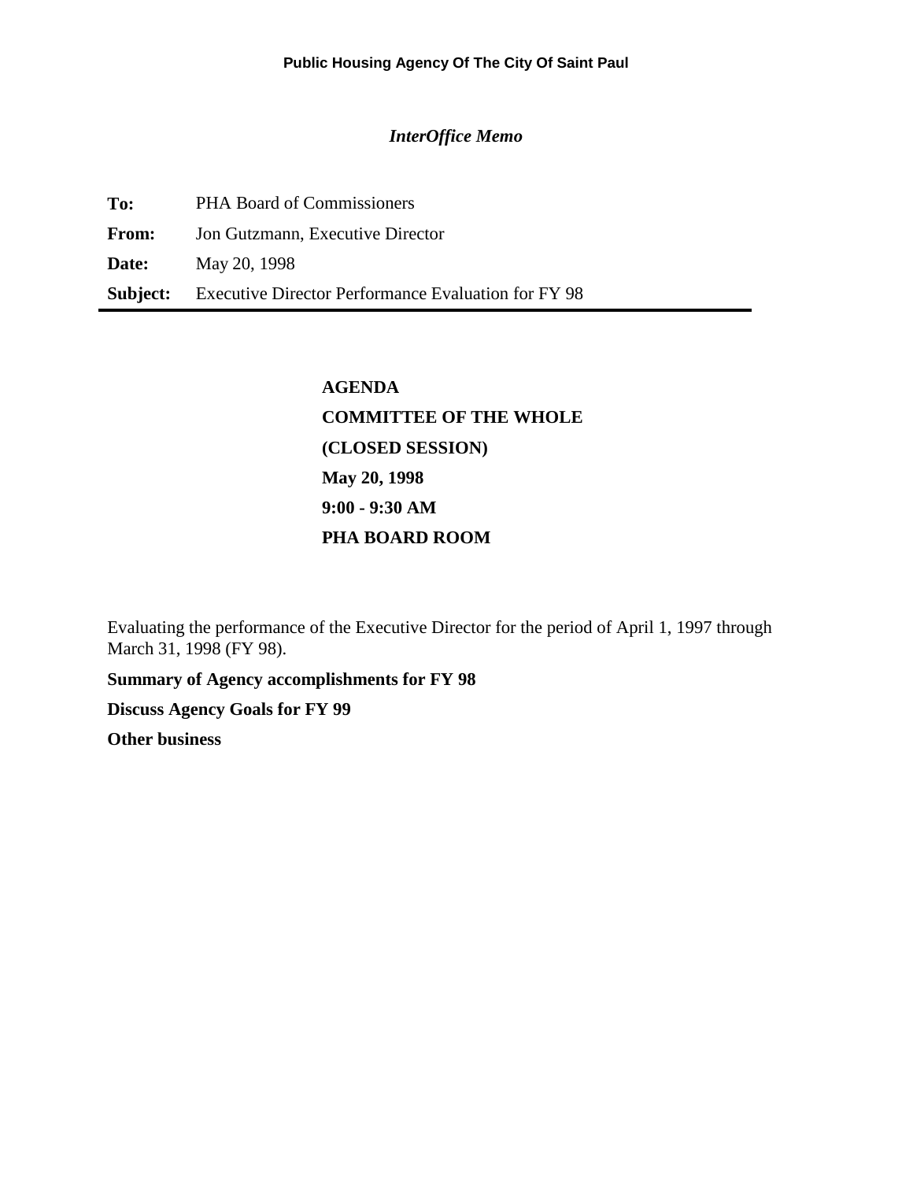**Public Housing Agency Of The City Of Saint Paul**

*InterOffice Memo*

| | |
|---|---|
| **To:** | PHA Board of Commissioners |
| **From:** | Jon Gutzmann, Executive Director |
| **Date:** | May 20, 1998 |
| **Subject:** | Executive Director Performance Evaluation for FY 98 |

**AGENDA**
**COMMITTEE OF THE WHOLE**
**(CLOSED SESSION)**
**May 20, 1998**
**9:00 - 9:30 AM**
**PHA BOARD ROOM**

Evaluating the performance of the Executive Director for the period of April 1, 1997 through March 31, 1998 (FY 98).

**Summary of Agency accomplishments for FY 98**

**Discuss Agency Goals for FY 99**

**Other business**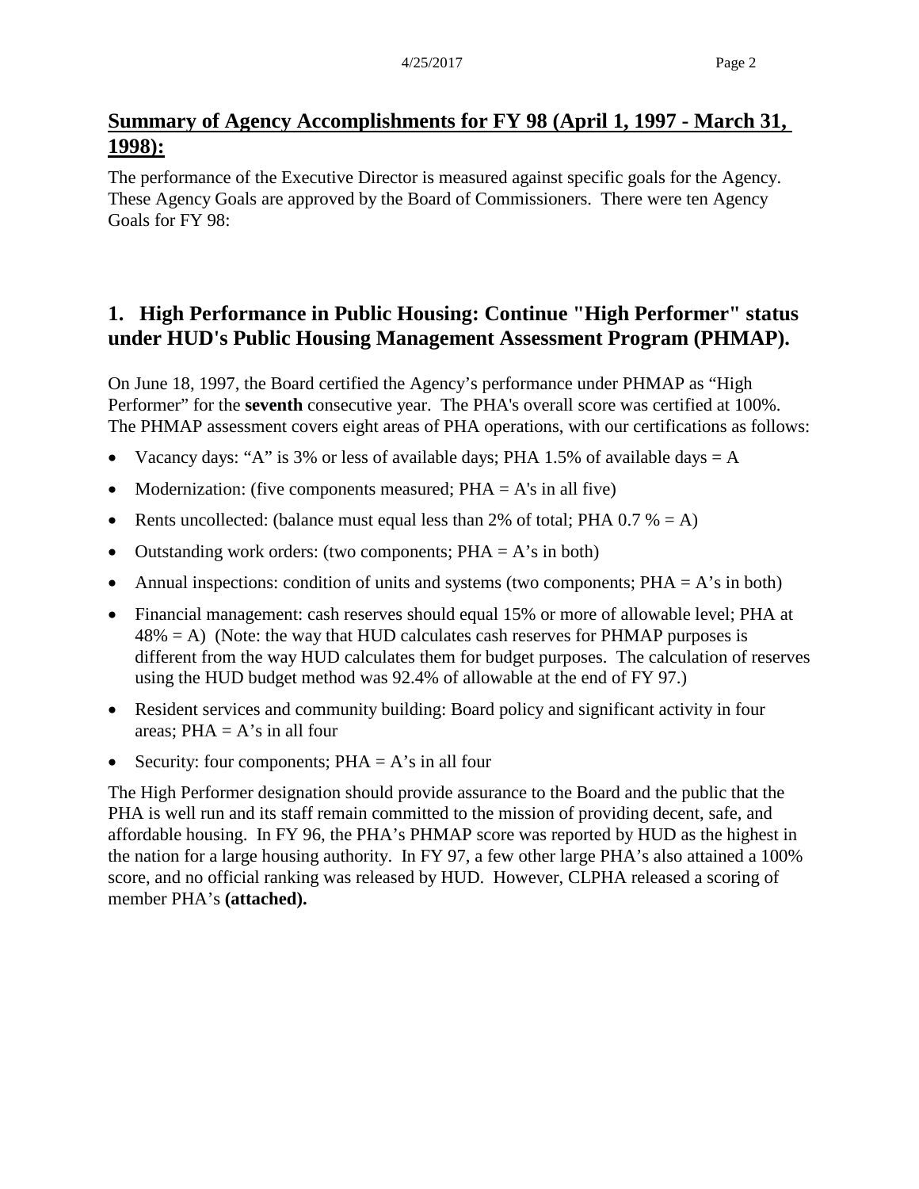## Summary of Agency Accomplishments for FY 98 (April 1, 1997 - March 31, 1998):

The performance of the Executive Director is measured against specific goals for the Agency. These Agency Goals are approved by the Board of Commissioners. There were ten Agency Goals for FY 98:

### 1. High Performance in Public Housing: Continue "High Performer" status under HUD's Public Housing Management Assessment Program (PHMAP).

On June 18, 1997, the Board certified the Agency's performance under PHMAP as "High Performer" for the **seventh** consecutive year. The PHA's overall score was certified at 100%. The PHMAP assessment covers eight areas of PHA operations, with our certifications as follows:

- Vacancy days: "A" is 3% or less of available days; PHA 1.5% of available days = A
- Modernization: (five components measured; PHA = A's in all five)
- Rents uncollected: (balance must equal less than 2% of total; PHA 0.7 % = A)
- Outstanding work orders: (two components; PHA = A's in both)
- Annual inspections: condition of units and systems (two components; PHA = A's in both)
- Financial management: cash reserves should equal 15% or more of allowable level; PHA at 48% = A) (Note: the way that HUD calculates cash reserves for PHMAP purposes is different from the way HUD calculates them for budget purposes. The calculation of reserves using the HUD budget method was 92.4% of allowable at the end of FY 97.)
- Resident services and community building: Board policy and significant activity in four areas; PHA = A's in all four
- Security: four components; PHA = A's in all four

The High Performer designation should provide assurance to the Board and the public that the PHA is well run and its staff remain committed to the mission of providing decent, safe, and affordable housing. In FY 96, the PHA's PHMAP score was reported by HUD as the highest in the nation for a large housing authority. In FY 97, a few other large PHA's also attained a 100% score, and no official ranking was released by HUD. However, CLPHA released a scoring of member PHA's **(attached).**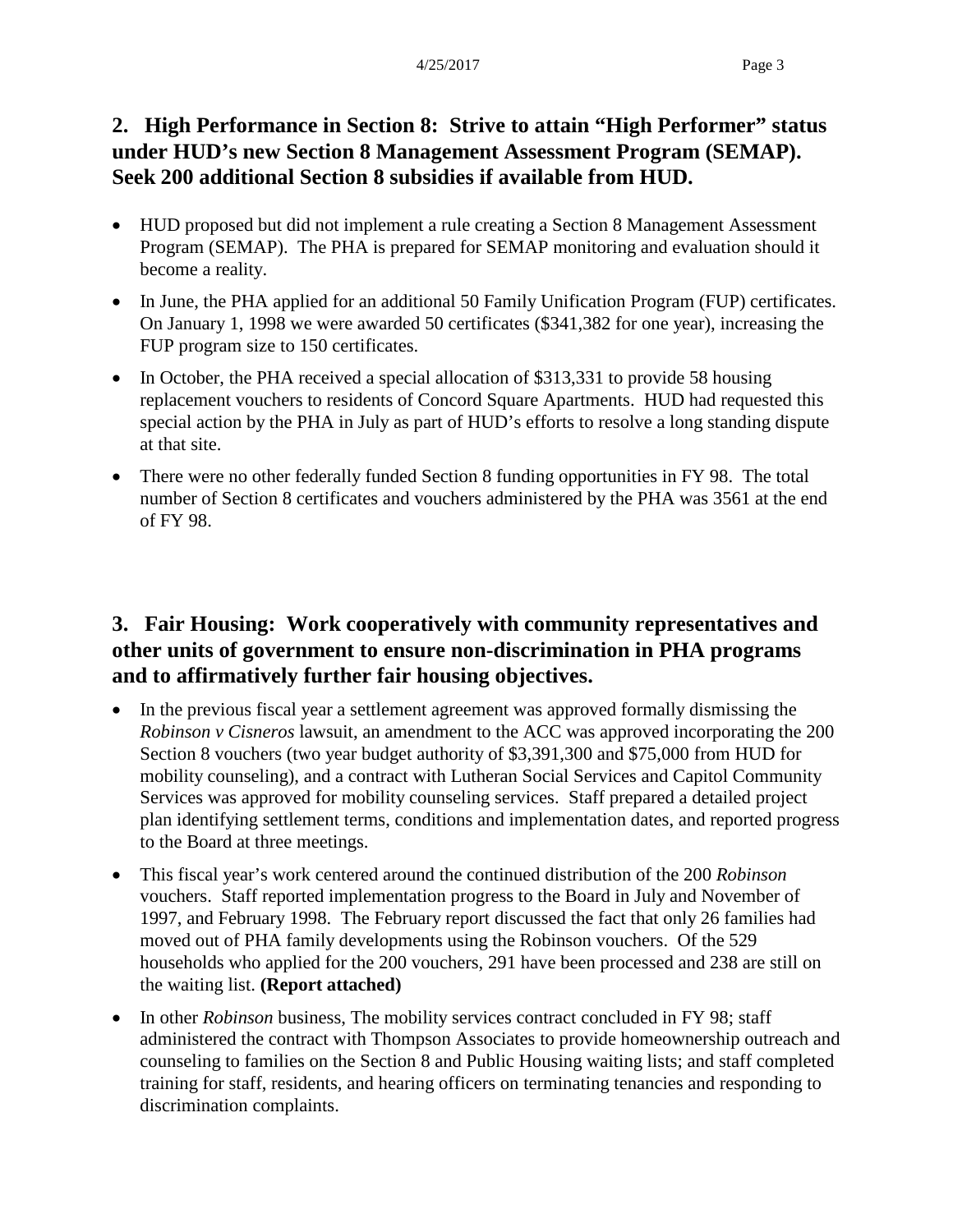## 2. High Performance in Section 8: Strive to attain "High Performer" status under HUD's new Section 8 Management Assessment Program (SEMAP). Seek 200 additional Section 8 subsidies if available from HUD.

- HUD proposed but did not implement a rule creating a Section 8 Management Assessment Program (SEMAP). The PHA is prepared for SEMAP monitoring and evaluation should it become a reality.
- In June, the PHA applied for an additional 50 Family Unification Program (FUP) certificates. On January 1, 1998 we were awarded 50 certificates ($341,382 for one year), increasing the FUP program size to 150 certificates.
- In October, the PHA received a special allocation of $313,331 to provide 58 housing replacement vouchers to residents of Concord Square Apartments. HUD had requested this special action by the PHA in July as part of HUD's efforts to resolve a long standing dispute at that site.
- There were no other federally funded Section 8 funding opportunities in FY 98. The total number of Section 8 certificates and vouchers administered by the PHA was 3561 at the end of FY 98.

## 3. Fair Housing: Work cooperatively with community representatives and other units of government to ensure non-discrimination in PHA programs and to affirmatively further fair housing objectives.

- In the previous fiscal year a settlement agreement was approved formally dismissing the *Robinson v Cisneros* lawsuit, an amendment to the ACC was approved incorporating the 200 Section 8 vouchers (two year budget authority of $3,391,300 and $75,000 from HUD for mobility counseling), and a contract with Lutheran Social Services and Capitol Community Services was approved for mobility counseling services. Staff prepared a detailed project plan identifying settlement terms, conditions and implementation dates, and reported progress to the Board at three meetings.
- This fiscal year's work centered around the continued distribution of the 200 *Robinson* vouchers. Staff reported implementation progress to the Board in July and November of 1997, and February 1998. The February report discussed the fact that only 26 families had moved out of PHA family developments using the Robinson vouchers. Of the 529 households who applied for the 200 vouchers, 291 have been processed and 238 are still on the waiting list. **(Report attached)**
- In other *Robinson* business, The mobility services contract concluded in FY 98; staff administered the contract with Thompson Associates to provide homeownership outreach and counseling to families on the Section 8 and Public Housing waiting lists; and staff completed training for staff, residents, and hearing officers on terminating tenancies and responding to discrimination complaints.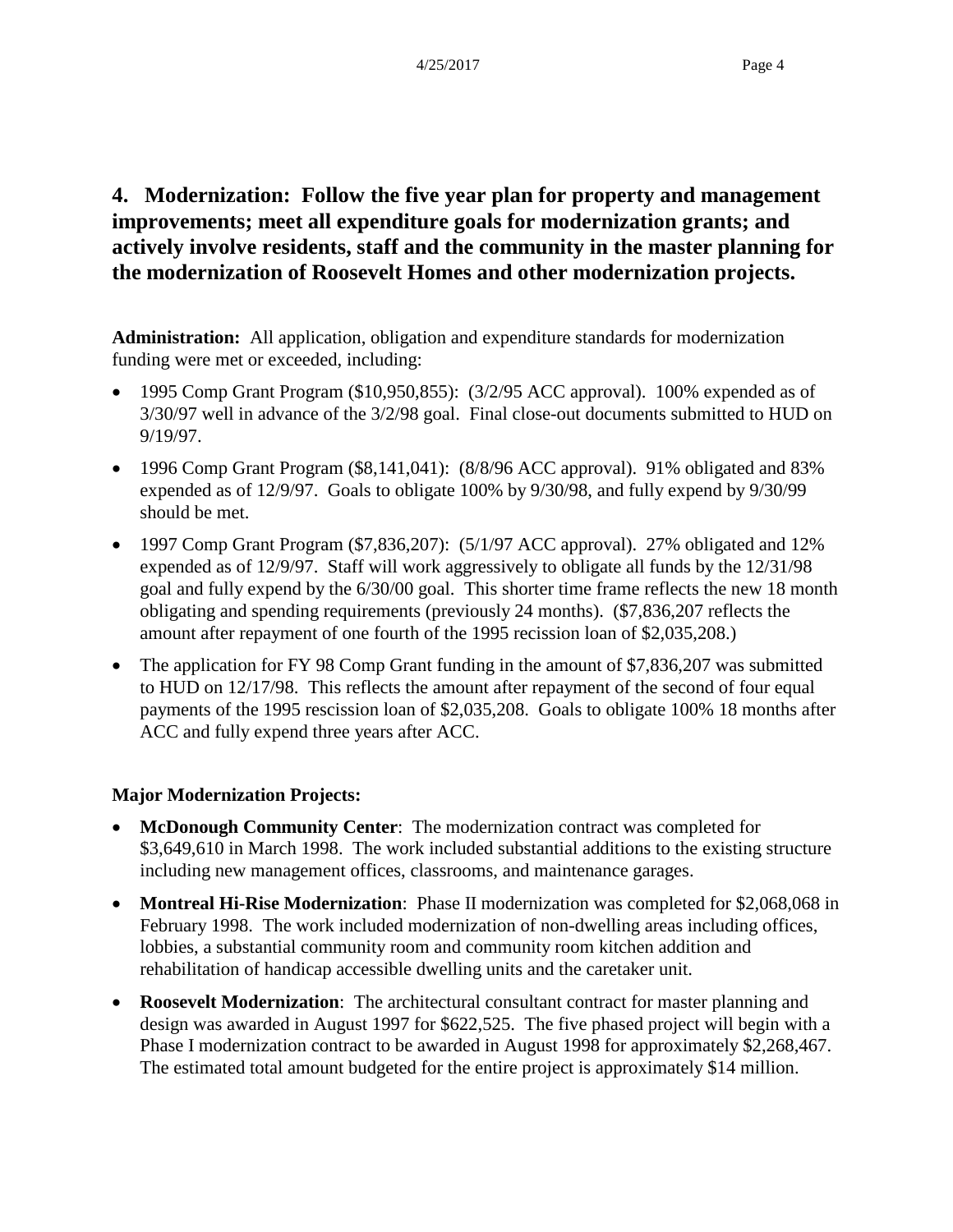## 4. Modernization: Follow the five year plan for property and management improvements; meet all expenditure goals for modernization grants; and actively involve residents, staff and the community in the master planning for the modernization of Roosevelt Homes and other modernization projects.

**Administration:** All application, obligation and expenditure standards for modernization funding were met or exceeded, including:

- 1995 Comp Grant Program ($10,950,855): (3/2/95 ACC approval). 100% expended as of 3/30/97 well in advance of the 3/2/98 goal. Final close-out documents submitted to HUD on 9/19/97.
- 1996 Comp Grant Program ($8,141,041): (8/8/96 ACC approval). 91% obligated and 83% expended as of 12/9/97. Goals to obligate 100% by 9/30/98, and fully expend by 9/30/99 should be met.
- 1997 Comp Grant Program ($7,836,207): (5/1/97 ACC approval). 27% obligated and 12% expended as of 12/9/97. Staff will work aggressively to obligate all funds by the 12/31/98 goal and fully expend by the 6/30/00 goal. This shorter time frame reflects the new 18 month obligating and spending requirements (previously 24 months). ($7,836,207 reflects the amount after repayment of one fourth of the 1995 recission loan of $2,035,208.)
- The application for FY 98 Comp Grant funding in the amount of $7,836,207 was submitted to HUD on 12/17/98. This reflects the amount after repayment of the second of four equal payments of the 1995 rescission loan of $2,035,208. Goals to obligate 100% 18 months after ACC and fully expend three years after ACC.

**Major Modernization Projects:**

- **McDonough Community Center**: The modernization contract was completed for $3,649,610 in March 1998. The work included substantial additions to the existing structure including new management offices, classrooms, and maintenance garages.
- **Montreal Hi-Rise Modernization**: Phase II modernization was completed for $2,068,068 in February 1998. The work included modernization of non-dwelling areas including offices, lobbies, a substantial community room and community room kitchen addition and rehabilitation of handicap accessible dwelling units and the caretaker unit.
- **Roosevelt Modernization**: The architectural consultant contract for master planning and design was awarded in August 1997 for $622,525. The five phased project will begin with a Phase I modernization contract to be awarded in August 1998 for approximately $2,268,467. The estimated total amount budgeted for the entire project is approximately $14 million.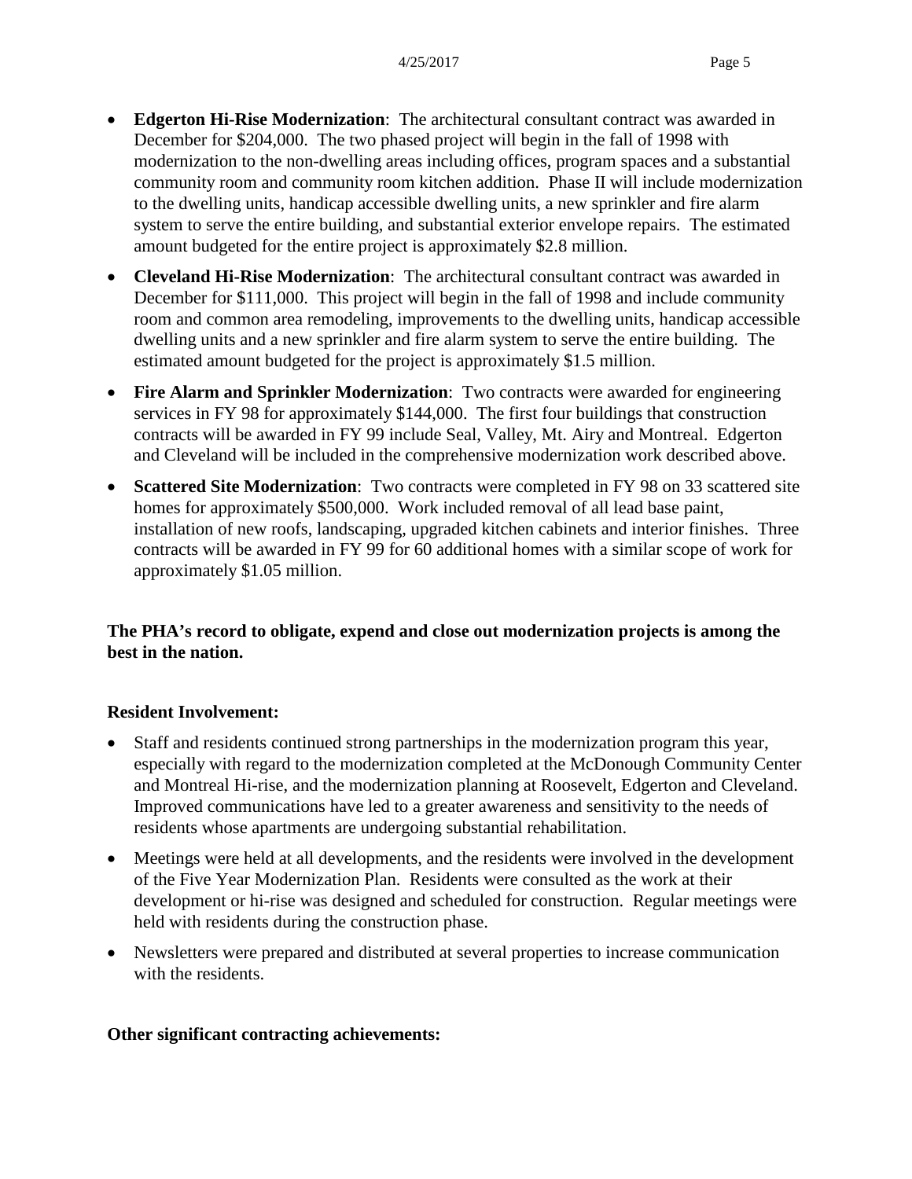- **Edgerton Hi-Rise Modernization**: The architectural consultant contract was awarded in December for $204,000. The two phased project will begin in the fall of 1998 with modernization to the non-dwelling areas including offices, program spaces and a substantial community room and community room kitchen addition. Phase II will include modernization to the dwelling units, handicap accessible dwelling units, a new sprinkler and fire alarm system to serve the entire building, and substantial exterior envelope repairs. The estimated amount budgeted for the entire project is approximately $2.8 million.
- **Cleveland Hi-Rise Modernization**: The architectural consultant contract was awarded in December for $111,000. This project will begin in the fall of 1998 and include community room and common area remodeling, improvements to the dwelling units, handicap accessible dwelling units and a new sprinkler and fire alarm system to serve the entire building. The estimated amount budgeted for the project is approximately $1.5 million.
- **Fire Alarm and Sprinkler Modernization**: Two contracts were awarded for engineering services in FY 98 for approximately $144,000. The first four buildings that construction contracts will be awarded in FY 99 include Seal, Valley, Mt. Airy and Montreal. Edgerton and Cleveland will be included in the comprehensive modernization work described above.
- **Scattered Site Modernization**: Two contracts were completed in FY 98 on 33 scattered site homes for approximately $500,000. Work included removal of all lead base paint, installation of new roofs, landscaping, upgraded kitchen cabinets and interior finishes. Three contracts will be awarded in FY 99 for 60 additional homes with a similar scope of work for approximately $1.05 million.

**The PHA's record to obligate, expend and close out modernization projects is among the best in the nation.**

**Resident Involvement:**

- Staff and residents continued strong partnerships in the modernization program this year, especially with regard to the modernization completed at the McDonough Community Center and Montreal Hi-rise, and the modernization planning at Roosevelt, Edgerton and Cleveland. Improved communications have led to a greater awareness and sensitivity to the needs of residents whose apartments are undergoing substantial rehabilitation.
- Meetings were held at all developments, and the residents were involved in the development of the Five Year Modernization Plan. Residents were consulted as the work at their development or hi-rise was designed and scheduled for construction. Regular meetings were held with residents during the construction phase.
- Newsletters were prepared and distributed at several properties to increase communication with the residents.

**Other significant contracting achievements:**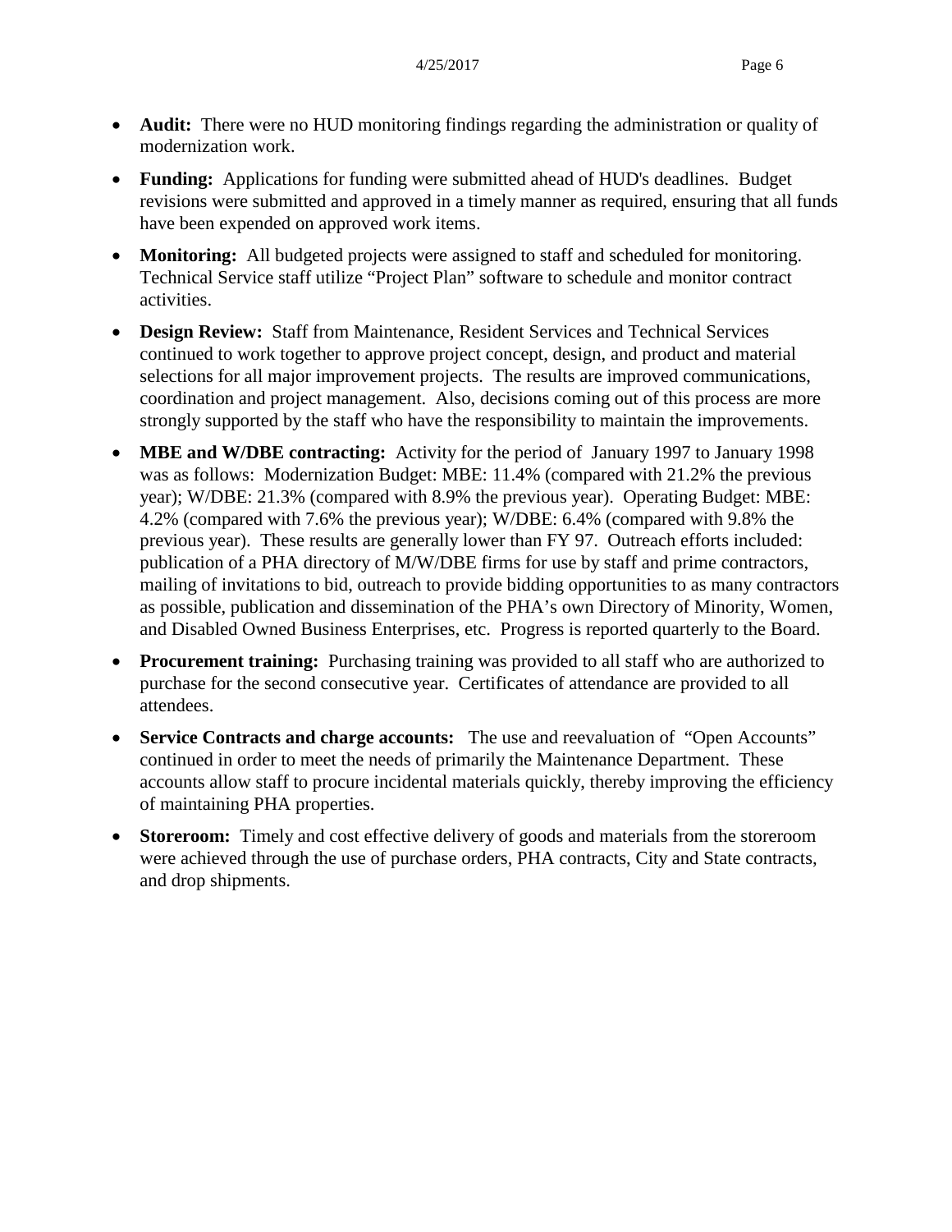- **Audit:** There were no HUD monitoring findings regarding the administration or quality of modernization work.
- **Funding:** Applications for funding were submitted ahead of HUD's deadlines. Budget revisions were submitted and approved in a timely manner as required, ensuring that all funds have been expended on approved work items.
- **Monitoring:** All budgeted projects were assigned to staff and scheduled for monitoring. Technical Service staff utilize "Project Plan" software to schedule and monitor contract activities.
- **Design Review:** Staff from Maintenance, Resident Services and Technical Services continued to work together to approve project concept, design, and product and material selections for all major improvement projects. The results are improved communications, coordination and project management. Also, decisions coming out of this process are more strongly supported by the staff who have the responsibility to maintain the improvements.
- **MBE and W/DBE contracting:** Activity for the period of January 1997 to January 1998 was as follows: Modernization Budget: MBE: 11.4% (compared with 21.2% the previous year); W/DBE: 21.3% (compared with 8.9% the previous year). Operating Budget: MBE: 4.2% (compared with 7.6% the previous year); W/DBE: 6.4% (compared with 9.8% the previous year). These results are generally lower than FY 97. Outreach efforts included: publication of a PHA directory of M/W/DBE firms for use by staff and prime contractors, mailing of invitations to bid, outreach to provide bidding opportunities to as many contractors as possible, publication and dissemination of the PHA's own Directory of Minority, Women, and Disabled Owned Business Enterprises, etc. Progress is reported quarterly to the Board.
- **Procurement training:** Purchasing training was provided to all staff who are authorized to purchase for the second consecutive year. Certificates of attendance are provided to all attendees.
- **Service Contracts and charge accounts:** The use and reevaluation of "Open Accounts" continued in order to meet the needs of primarily the Maintenance Department. These accounts allow staff to procure incidental materials quickly, thereby improving the efficiency of maintaining PHA properties.
- **Storeroom:** Timely and cost effective delivery of goods and materials from the storeroom were achieved through the use of purchase orders, PHA contracts, City and State contracts, and drop shipments.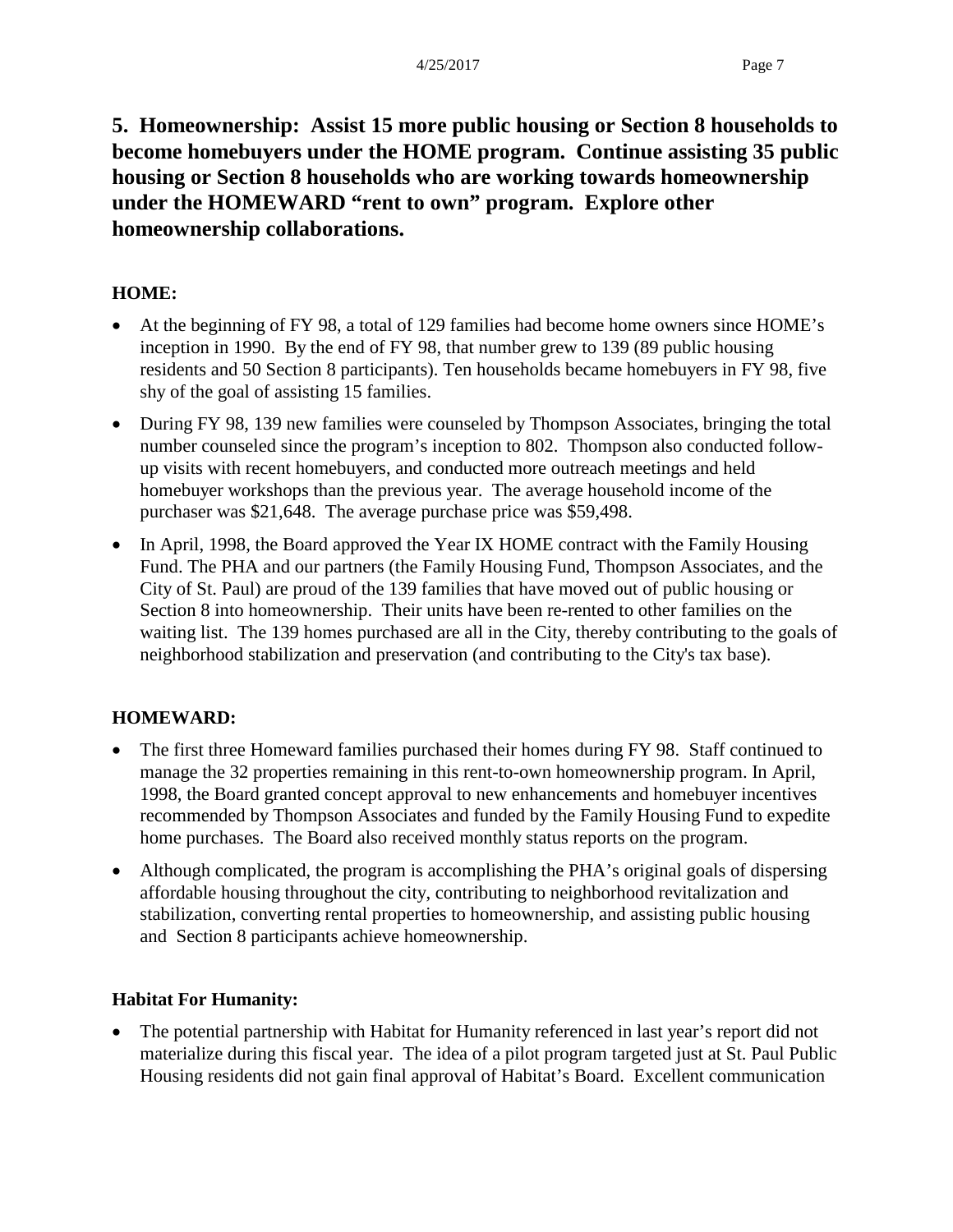## 5. Homeownership: Assist 15 more public housing or Section 8 households to become homebuyers under the HOME program. Continue assisting 35 public housing or Section 8 households who are working towards homeownership under the HOMEWARD "rent to own" program. Explore other homeownership collaborations.

**HOME:**

- At the beginning of FY 98, a total of 129 families had become home owners since HOME's inception in 1990. By the end of FY 98, that number grew to 139 (89 public housing residents and 50 Section 8 participants). Ten households became homebuyers in FY 98, five shy of the goal of assisting 15 families.
- During FY 98, 139 new families were counseled by Thompson Associates, bringing the total number counseled since the program's inception to 802. Thompson also conducted follow-up visits with recent homebuyers, and conducted more outreach meetings and held homebuyer workshops than the previous year. The average household income of the purchaser was $21,648. The average purchase price was $59,498.
- In April, 1998, the Board approved the Year IX HOME contract with the Family Housing Fund. The PHA and our partners (the Family Housing Fund, Thompson Associates, and the City of St. Paul) are proud of the 139 families that have moved out of public housing or Section 8 into homeownership. Their units have been re-rented to other families on the waiting list. The 139 homes purchased are all in the City, thereby contributing to the goals of neighborhood stabilization and preservation (and contributing to the City's tax base).

**HOMEWARD:**

- The first three Homeward families purchased their homes during FY 98. Staff continued to manage the 32 properties remaining in this rent-to-own homeownership program. In April, 1998, the Board granted concept approval to new enhancements and homebuyer incentives recommended by Thompson Associates and funded by the Family Housing Fund to expedite home purchases. The Board also received monthly status reports on the program.
- Although complicated, the program is accomplishing the PHA's original goals of dispersing affordable housing throughout the city, contributing to neighborhood revitalization and stabilization, converting rental properties to homeownership, and assisting public housing and Section 8 participants achieve homeownership.

**Habitat For Humanity:**

- The potential partnership with Habitat for Humanity referenced in last year's report did not materialize during this fiscal year. The idea of a pilot program targeted just at St. Paul Public Housing residents did not gain final approval of Habitat's Board. Excellent communication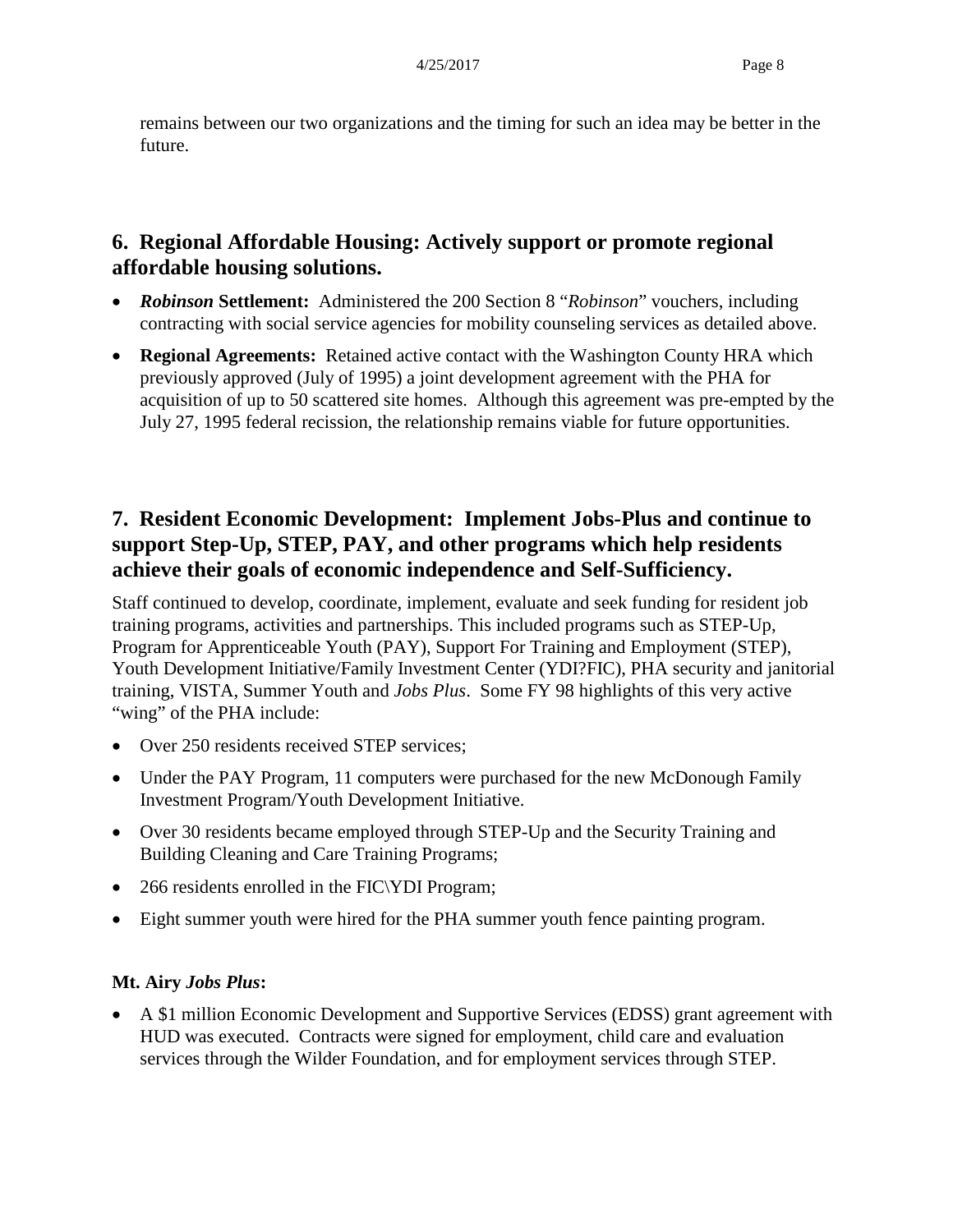remains between our two organizations and the timing for such an idea may be better in the future.

## 6. Regional Affordable Housing: Actively support or promote regional affordable housing solutions.

- ***Robinson* Settlement:** Administered the 200 Section 8 "*Robinson*" vouchers, including contracting with social service agencies for mobility counseling services as detailed above.
- **Regional Agreements:** Retained active contact with the Washington County HRA which previously approved (July of 1995) a joint development agreement with the PHA for acquisition of up to 50 scattered site homes. Although this agreement was pre-empted by the July 27, 1995 federal recission, the relationship remains viable for future opportunities.

## 7. Resident Economic Development: Implement Jobs-Plus and continue to support Step-Up, STEP, PAY, and other programs which help residents achieve their goals of economic independence and Self-Sufficiency.

Staff continued to develop, coordinate, implement, evaluate and seek funding for resident job training programs, activities and partnerships. This included programs such as STEP-Up, Program for Apprenticeable Youth (PAY), Support For Training and Employment (STEP), Youth Development Initiative/Family Investment Center (YDI?FIC), PHA security and janitorial training, VISTA, Summer Youth and *Jobs Plus*. Some FY 98 highlights of this very active "wing" of the PHA include:

- Over 250 residents received STEP services;
- Under the PAY Program, 11 computers were purchased for the new McDonough Family Investment Program/Youth Development Initiative.
- Over 30 residents became employed through STEP-Up and the Security Training and Building Cleaning and Care Training Programs;
- 266 residents enrolled in the FIC\YDI Program;
- Eight summer youth were hired for the PHA summer youth fence painting program.

**Mt. Airy *Jobs Plus*:**

- A $1 million Economic Development and Supportive Services (EDSS) grant agreement with HUD was executed. Contracts were signed for employment, child care and evaluation services through the Wilder Foundation, and for employment services through STEP.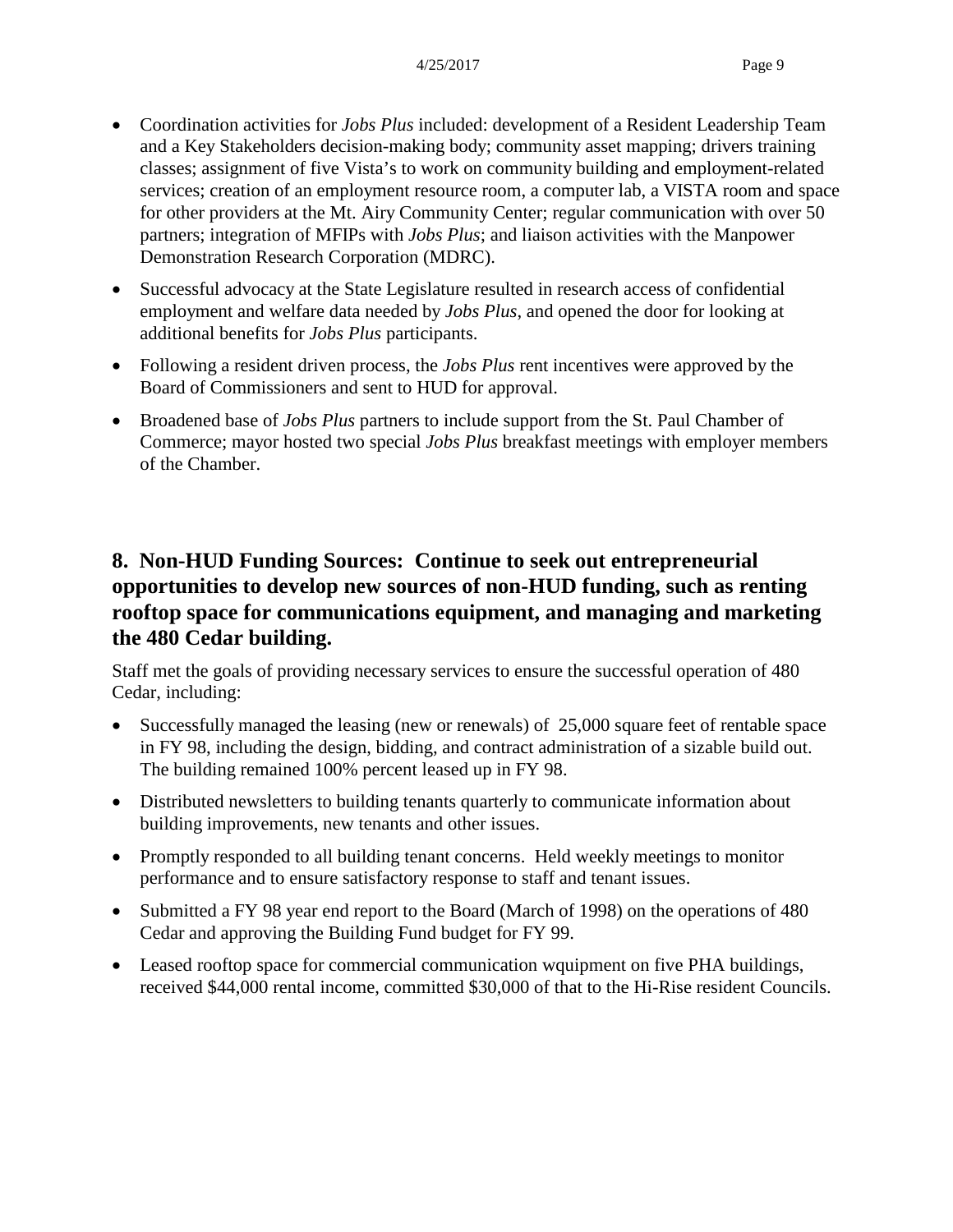- Coordination activities for *Jobs Plus* included: development of a Resident Leadership Team and a Key Stakeholders decision-making body; community asset mapping; drivers training classes; assignment of five Vista's to work on community building and employment-related services; creation of an employment resource room, a computer lab, a VISTA room and space for other providers at the Mt. Airy Community Center; regular communication with over 50 partners; integration of MFIPs with *Jobs Plus*; and liaison activities with the Manpower Demonstration Research Corporation (MDRC).
- Successful advocacy at the State Legislature resulted in research access of confidential employment and welfare data needed by *Jobs Plus*, and opened the door for looking at additional benefits for *Jobs Plus* participants.
- Following a resident driven process, the *Jobs Plus* rent incentives were approved by the Board of Commissioners and sent to HUD for approval.
- Broadened base of *Jobs Plus* partners to include support from the St. Paul Chamber of Commerce; mayor hosted two special *Jobs Plus* breakfast meetings with employer members of the Chamber.

## 8. Non-HUD Funding Sources: Continue to seek out entrepreneurial opportunities to develop new sources of non-HUD funding, such as renting rooftop space for communications equipment, and managing and marketing the 480 Cedar building.

Staff met the goals of providing necessary services to ensure the successful operation of 480 Cedar, including:

- Successfully managed the leasing (new or renewals) of 25,000 square feet of rentable space in FY 98, including the design, bidding, and contract administration of a sizable build out. The building remained 100% percent leased up in FY 98.
- Distributed newsletters to building tenants quarterly to communicate information about building improvements, new tenants and other issues.
- Promptly responded to all building tenant concerns. Held weekly meetings to monitor performance and to ensure satisfactory response to staff and tenant issues.
- Submitted a FY 98 year end report to the Board (March of 1998) on the operations of 480 Cedar and approving the Building Fund budget for FY 99.
- Leased rooftop space for commercial communication wquipment on five PHA buildings, received $44,000 rental income, committed $30,000 of that to the Hi-Rise resident Councils.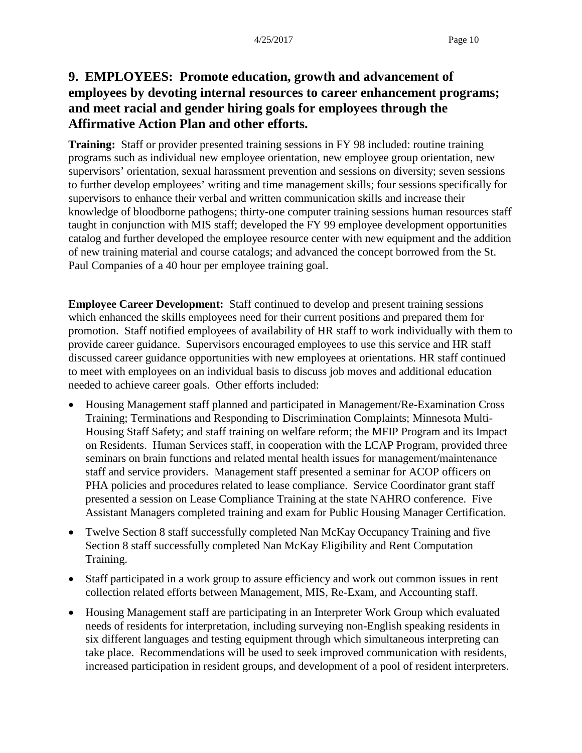## 9. EMPLOYEES: Promote education, growth and advancement of employees by devoting internal resources to career enhancement programs; and meet racial and gender hiring goals for employees through the Affirmative Action Plan and other efforts.

**Training:** Staff or provider presented training sessions in FY 98 included: routine training programs such as individual new employee orientation, new employee group orientation, new supervisors' orientation, sexual harassment prevention and sessions on diversity; seven sessions to further develop employees' writing and time management skills; four sessions specifically for supervisors to enhance their verbal and written communication skills and increase their knowledge of bloodborne pathogens; thirty-one computer training sessions human resources staff taught in conjunction with MIS staff; developed the FY 99 employee development opportunities catalog and further developed the employee resource center with new equipment and the addition of new training material and course catalogs; and advanced the concept borrowed from the St. Paul Companies of a 40 hour per employee training goal.

**Employee Career Development:** Staff continued to develop and present training sessions which enhanced the skills employees need for their current positions and prepared them for promotion. Staff notified employees of availability of HR staff to work individually with them to provide career guidance. Supervisors encouraged employees to use this service and HR staff discussed career guidance opportunities with new employees at orientations. HR staff continued to meet with employees on an individual basis to discuss job moves and additional education needed to achieve career goals. Other efforts included:

- Housing Management staff planned and participated in Management/Re-Examination Cross Training; Terminations and Responding to Discrimination Complaints; Minnesota Multi-Housing Staff Safety; and staff training on welfare reform; the MFIP Program and its Impact on Residents. Human Services staff, in cooperation with the LCAP Program, provided three seminars on brain functions and related mental health issues for management/maintenance staff and service providers. Management staff presented a seminar for ACOP officers on PHA policies and procedures related to lease compliance. Service Coordinator grant staff presented a session on Lease Compliance Training at the state NAHRO conference. Five Assistant Managers completed training and exam for Public Housing Manager Certification.
- Twelve Section 8 staff successfully completed Nan McKay Occupancy Training and five Section 8 staff successfully completed Nan McKay Eligibility and Rent Computation Training.
- Staff participated in a work group to assure efficiency and work out common issues in rent collection related efforts between Management, MIS, Re-Exam, and Accounting staff.
- Housing Management staff are participating in an Interpreter Work Group which evaluated needs of residents for interpretation, including surveying non-English speaking residents in six different languages and testing equipment through which simultaneous interpreting can take place. Recommendations will be used to seek improved communication with residents, increased participation in resident groups, and development of a pool of resident interpreters.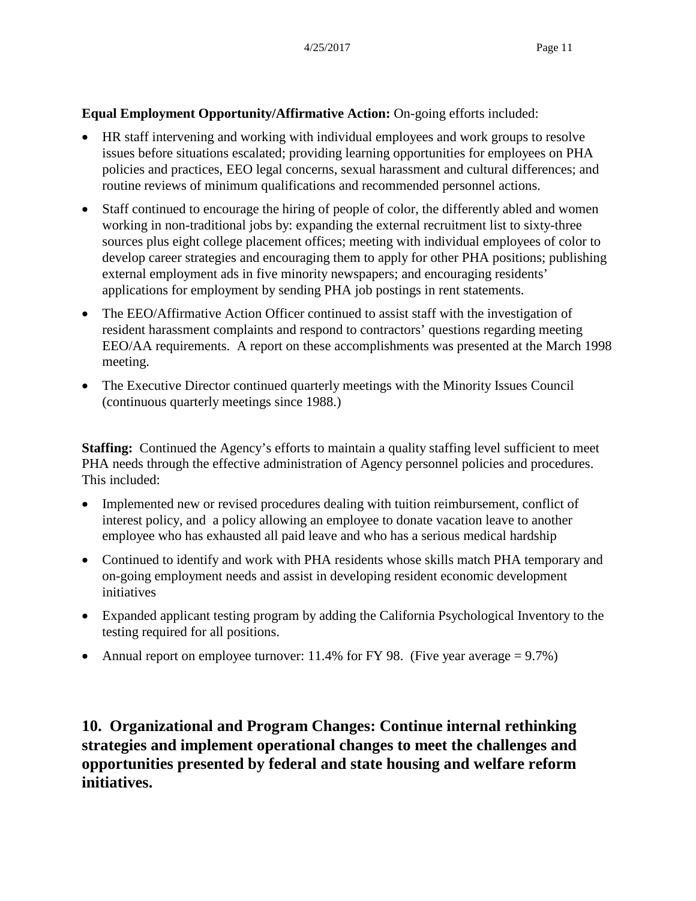**Equal Employment Opportunity/Affirmative Action:** On-going efforts included:

- HR staff intervening and working with individual employees and work groups to resolve issues before situations escalated; providing learning opportunities for employees on PHA policies and practices, EEO legal concerns, sexual harassment and cultural differences; and routine reviews of minimum qualifications and recommended personnel actions.
- Staff continued to encourage the hiring of people of color, the differently abled and women working in non-traditional jobs by: expanding the external recruitment list to sixty-three sources plus eight college placement offices; meeting with individual employees of color to develop career strategies and encouraging them to apply for other PHA positions; publishing external employment ads in five minority newspapers; and encouraging residents' applications for employment by sending PHA job postings in rent statements.
- The EEO/Affirmative Action Officer continued to assist staff with the investigation of resident harassment complaints and respond to contractors' questions regarding meeting EEO/AA requirements. A report on these accomplishments was presented at the March 1998 meeting.
- The Executive Director continued quarterly meetings with the Minority Issues Council (continuous quarterly meetings since 1988.)

**Staffing:** Continued the Agency's efforts to maintain a quality staffing level sufficient to meet PHA needs through the effective administration of Agency personnel policies and procedures. This included:

- Implemented new or revised procedures dealing with tuition reimbursement, conflict of interest policy, and a policy allowing an employee to donate vacation leave to another employee who has exhausted all paid leave and who has a serious medical hardship
- Continued to identify and work with PHA residents whose skills match PHA temporary and on-going employment needs and assist in developing resident economic development initiatives
- Expanded applicant testing program by adding the California Psychological Inventory to the testing required for all positions.
- Annual report on employee turnover: 11.4% for FY 98. (Five year average = 9.7%)

## 10. Organizational and Program Changes: Continue internal rethinking strategies and implement operational changes to meet the challenges and opportunities presented by federal and state housing and welfare reform initiatives.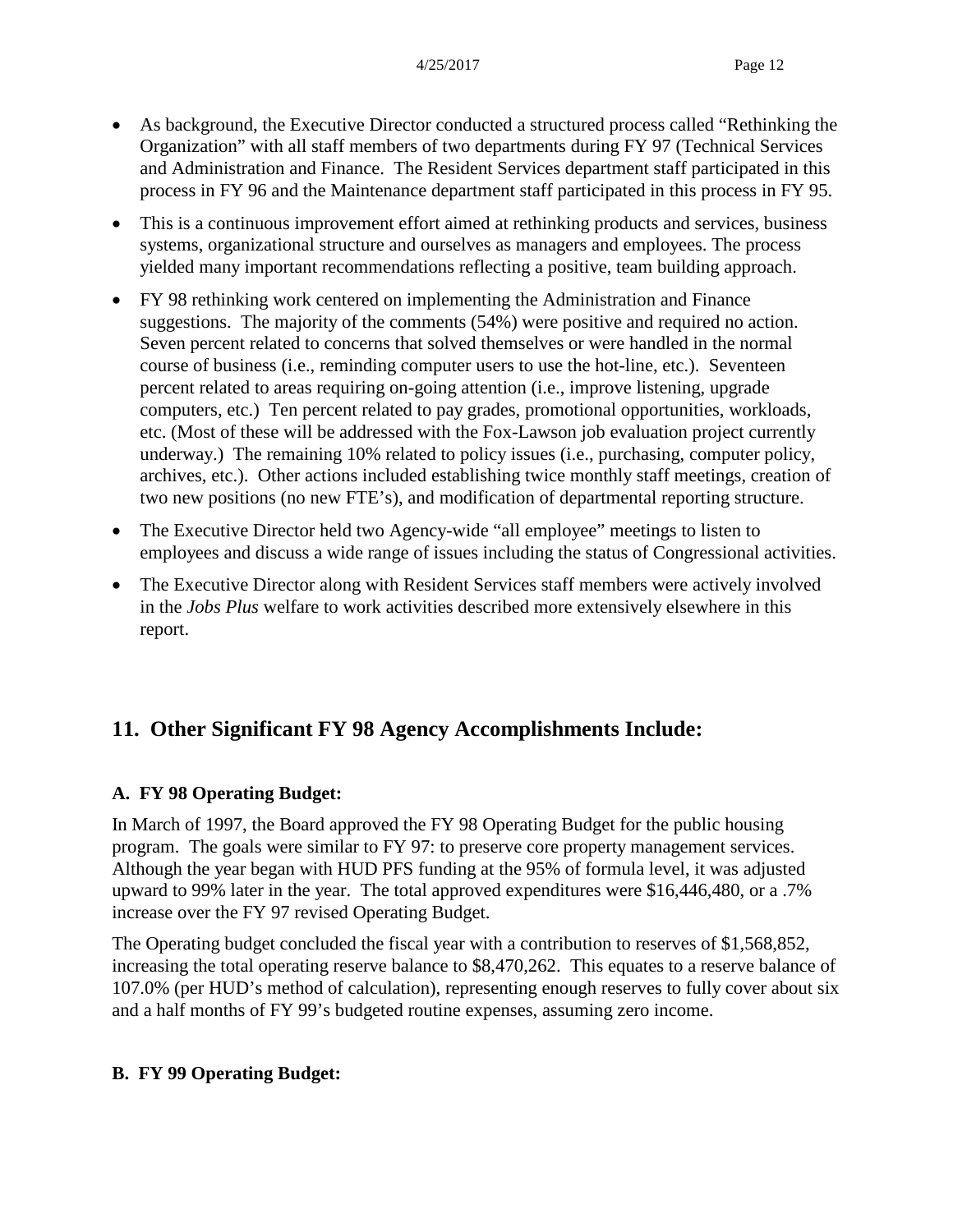- As background, the Executive Director conducted a structured process called "Rethinking the Organization" with all staff members of two departments during FY 97 (Technical Services and Administration and Finance. The Resident Services department staff participated in this process in FY 96 and the Maintenance department staff participated in this process in FY 95.
- This is a continuous improvement effort aimed at rethinking products and services, business systems, organizational structure and ourselves as managers and employees. The process yielded many important recommendations reflecting a positive, team building approach.
- FY 98 rethinking work centered on implementing the Administration and Finance suggestions. The majority of the comments (54%) were positive and required no action. Seven percent related to concerns that solved themselves or were handled in the normal course of business (i.e., reminding computer users to use the hot-line, etc.). Seventeen percent related to areas requiring on-going attention (i.e., improve listening, upgrade computers, etc.) Ten percent related to pay grades, promotional opportunities, workloads, etc. (Most of these will be addressed with the Fox-Lawson job evaluation project currently underway.) The remaining 10% related to policy issues (i.e., purchasing, computer policy, archives, etc.). Other actions included establishing twice monthly staff meetings, creation of two new positions (no new FTE's), and modification of departmental reporting structure.
- The Executive Director held two Agency-wide "all employee" meetings to listen to employees and discuss a wide range of issues including the status of Congressional activities.
- The Executive Director along with Resident Services staff members were actively involved in the *Jobs Plus* welfare to work activities described more extensively elsewhere in this report.

## 11. Other Significant FY 98 Agency Accomplishments Include:

### A. FY 98 Operating Budget:

In March of 1997, the Board approved the FY 98 Operating Budget for the public housing program. The goals were similar to FY 97: to preserve core property management services. Although the year began with HUD PFS funding at the 95% of formula level, it was adjusted upward to 99% later in the year. The total approved expenditures were $16,446,480, or a .7% increase over the FY 97 revised Operating Budget.

The Operating budget concluded the fiscal year with a contribution to reserves of $1,568,852, increasing the total operating reserve balance to $8,470,262. This equates to a reserve balance of 107.0% (per HUD's method of calculation), representing enough reserves to fully cover about six and a half months of FY 99's budgeted routine expenses, assuming zero income.

### B. FY 99 Operating Budget: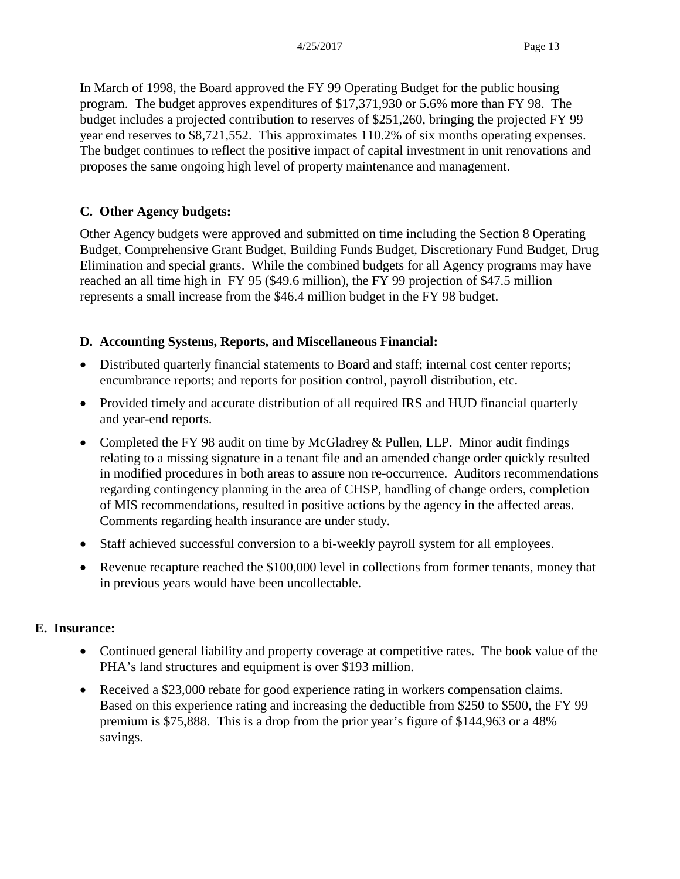In March of 1998, the Board approved the FY 99 Operating Budget for the public housing program. The budget approves expenditures of $17,371,930 or 5.6% more than FY 98. The budget includes a projected contribution to reserves of $251,260, bringing the projected FY 99 year end reserves to $8,721,552. This approximates 110.2% of six months operating expenses. The budget continues to reflect the positive impact of capital investment in unit renovations and proposes the same ongoing high level of property maintenance and management.

### C. Other Agency budgets:

Other Agency budgets were approved and submitted on time including the Section 8 Operating Budget, Comprehensive Grant Budget, Building Funds Budget, Discretionary Fund Budget, Drug Elimination and special grants. While the combined budgets for all Agency programs may have reached an all time high in FY 95 ($49.6 million), the FY 99 projection of $47.5 million represents a small increase from the $46.4 million budget in the FY 98 budget.

### D. Accounting Systems, Reports, and Miscellaneous Financial:

- Distributed quarterly financial statements to Board and staff; internal cost center reports; encumbrance reports; and reports for position control, payroll distribution, etc.
- Provided timely and accurate distribution of all required IRS and HUD financial quarterly and year-end reports.
- Completed the FY 98 audit on time by McGladrey & Pullen, LLP. Minor audit findings relating to a missing signature in a tenant file and an amended change order quickly resulted in modified procedures in both areas to assure non re-occurrence. Auditors recommendations regarding contingency planning in the area of CHSP, handling of change orders, completion of MIS recommendations, resulted in positive actions by the agency in the affected areas. Comments regarding health insurance are under study.
- Staff achieved successful conversion to a bi-weekly payroll system for all employees.
- Revenue recapture reached the $100,000 level in collections from former tenants, money that in previous years would have been uncollectable.

### E. Insurance:

- Continued general liability and property coverage at competitive rates. The book value of the PHA's land structures and equipment is over $193 million.
- Received a $23,000 rebate for good experience rating in workers compensation claims. Based on this experience rating and increasing the deductible from $250 to $500, the FY 99 premium is $75,888. This is a drop from the prior year's figure of $144,963 or a 48% savings.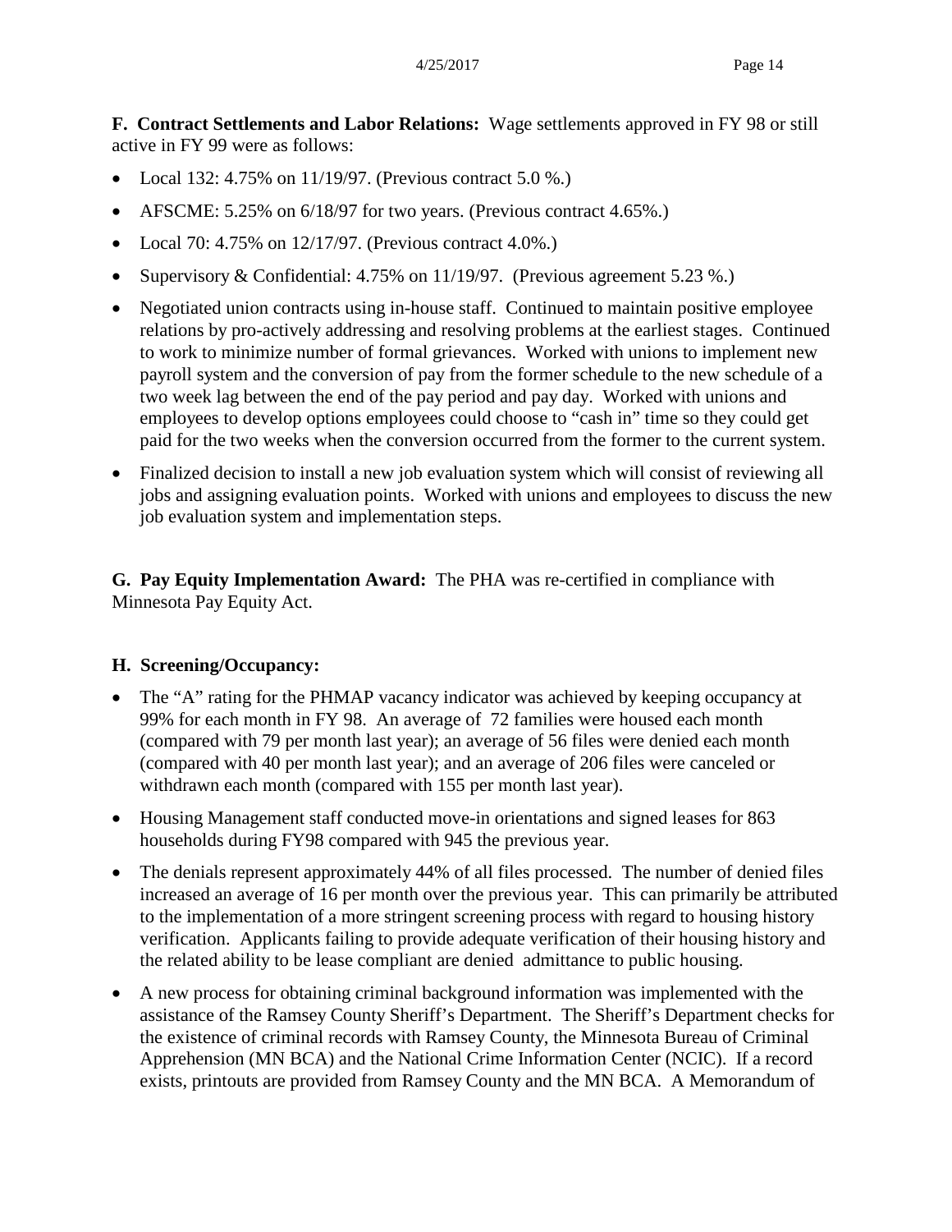**F. Contract Settlements and Labor Relations:** Wage settlements approved in FY 98 or still active in FY 99 were as follows:

- Local 132: 4.75% on 11/19/97. (Previous contract 5.0 %.)
- AFSCME: 5.25% on 6/18/97 for two years. (Previous contract 4.65%.)
- Local 70: 4.75% on 12/17/97. (Previous contract 4.0%.)
- Supervisory & Confidential: 4.75% on 11/19/97. (Previous agreement 5.23 %.)
- Negotiated union contracts using in-house staff. Continued to maintain positive employee relations by pro-actively addressing and resolving problems at the earliest stages. Continued to work to minimize number of formal grievances. Worked with unions to implement new payroll system and the conversion of pay from the former schedule to the new schedule of a two week lag between the end of the pay period and pay day. Worked with unions and employees to develop options employees could choose to "cash in" time so they could get paid for the two weeks when the conversion occurred from the former to the current system.
- Finalized decision to install a new job evaluation system which will consist of reviewing all jobs and assigning evaluation points. Worked with unions and employees to discuss the new job evaluation system and implementation steps.

**G. Pay Equity Implementation Award:** The PHA was re-certified in compliance with Minnesota Pay Equity Act.

**H. Screening/Occupancy:**

- The "A" rating for the PHMAP vacancy indicator was achieved by keeping occupancy at 99% for each month in FY 98. An average of 72 families were housed each month (compared with 79 per month last year); an average of 56 files were denied each month (compared with 40 per month last year); and an average of 206 files were canceled or withdrawn each month (compared with 155 per month last year).
- Housing Management staff conducted move-in orientations and signed leases for 863 households during FY98 compared with 945 the previous year.
- The denials represent approximately 44% of all files processed. The number of denied files increased an average of 16 per month over the previous year. This can primarily be attributed to the implementation of a more stringent screening process with regard to housing history verification. Applicants failing to provide adequate verification of their housing history and the related ability to be lease compliant are denied admittance to public housing.
- A new process for obtaining criminal background information was implemented with the assistance of the Ramsey County Sheriff's Department. The Sheriff's Department checks for the existence of criminal records with Ramsey County, the Minnesota Bureau of Criminal Apprehension (MN BCA) and the National Crime Information Center (NCIC). If a record exists, printouts are provided from Ramsey County and the MN BCA. A Memorandum of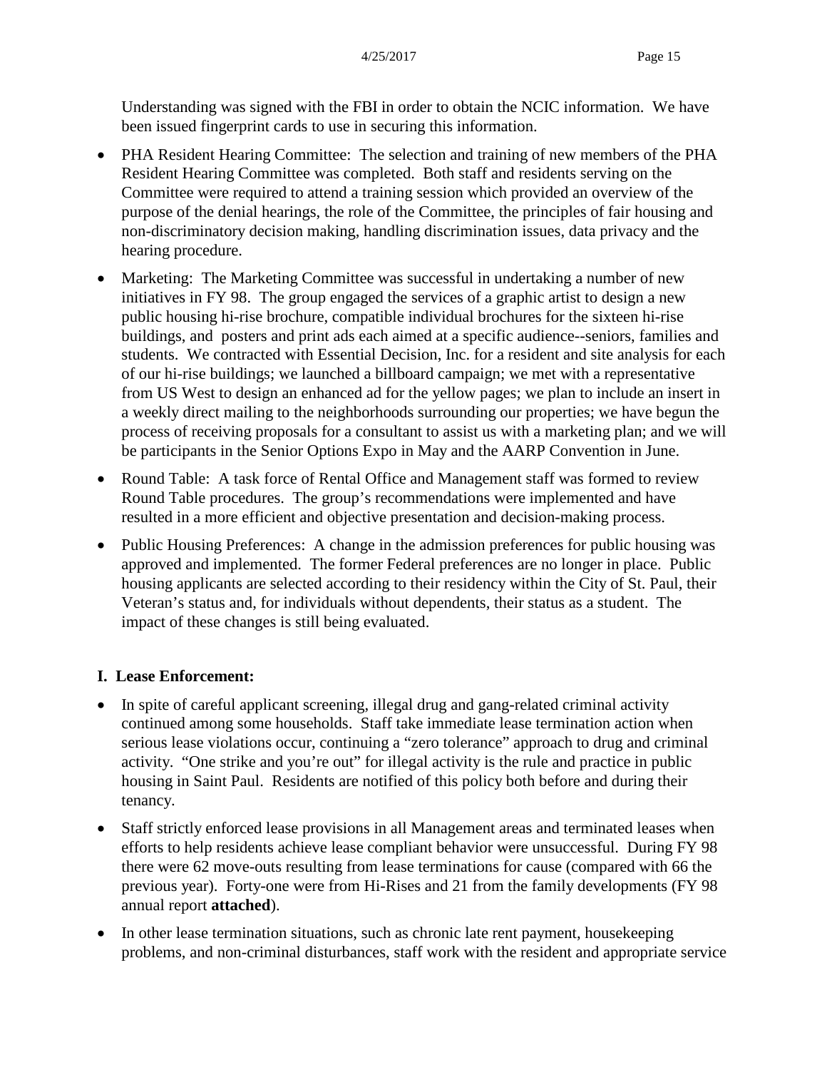Understanding was signed with the FBI in order to obtain the NCIC information. We have been issued fingerprint cards to use in securing this information.

- PHA Resident Hearing Committee: The selection and training of new members of the PHA Resident Hearing Committee was completed. Both staff and residents serving on the Committee were required to attend a training session which provided an overview of the purpose of the denial hearings, the role of the Committee, the principles of fair housing and non-discriminatory decision making, handling discrimination issues, data privacy and the hearing procedure.
- Marketing: The Marketing Committee was successful in undertaking a number of new initiatives in FY 98. The group engaged the services of a graphic artist to design a new public housing hi-rise brochure, compatible individual brochures for the sixteen hi-rise buildings, and posters and print ads each aimed at a specific audience--seniors, families and students. We contracted with Essential Decision, Inc. for a resident and site analysis for each of our hi-rise buildings; we launched a billboard campaign; we met with a representative from US West to design an enhanced ad for the yellow pages; we plan to include an insert in a weekly direct mailing to the neighborhoods surrounding our properties; we have begun the process of receiving proposals for a consultant to assist us with a marketing plan; and we will be participants in the Senior Options Expo in May and the AARP Convention in June.
- Round Table: A task force of Rental Office and Management staff was formed to review Round Table procedures. The group's recommendations were implemented and have resulted in a more efficient and objective presentation and decision-making process.
- Public Housing Preferences: A change in the admission preferences for public housing was approved and implemented. The former Federal preferences are no longer in place. Public housing applicants are selected according to their residency within the City of St. Paul, their Veteran's status and, for individuals without dependents, their status as a student. The impact of these changes is still being evaluated.

**I. Lease Enforcement:**

- In spite of careful applicant screening, illegal drug and gang-related criminal activity continued among some households. Staff take immediate lease termination action when serious lease violations occur, continuing a "zero tolerance" approach to drug and criminal activity. "One strike and you're out" for illegal activity is the rule and practice in public housing in Saint Paul. Residents are notified of this policy both before and during their tenancy.
- Staff strictly enforced lease provisions in all Management areas and terminated leases when efforts to help residents achieve lease compliant behavior were unsuccessful. During FY 98 there were 62 move-outs resulting from lease terminations for cause (compared with 66 the previous year). Forty-one were from Hi-Rises and 21 from the family developments (FY 98 annual report **attached**).
- In other lease termination situations, such as chronic late rent payment, housekeeping problems, and non-criminal disturbances, staff work with the resident and appropriate service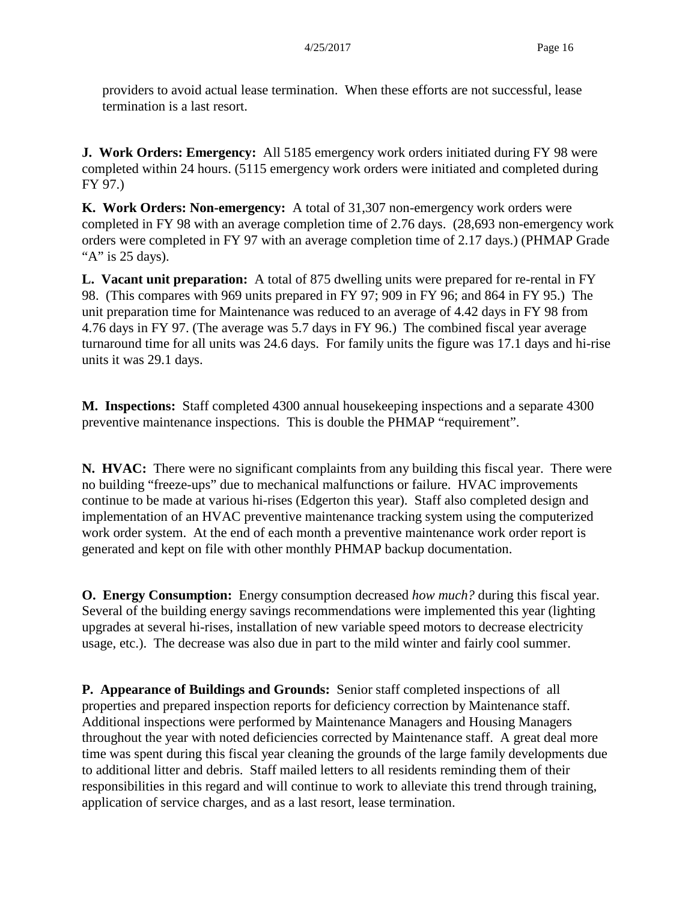providers to avoid actual lease termination. When these efforts are not successful, lease termination is a last resort.

**J. Work Orders: Emergency:** All 5185 emergency work orders initiated during FY 98 were completed within 24 hours. (5115 emergency work orders were initiated and completed during FY 97.)

**K. Work Orders: Non-emergency:** A total of 31,307 non-emergency work orders were completed in FY 98 with an average completion time of 2.76 days. (28,693 non-emergency work orders were completed in FY 97 with an average completion time of 2.17 days.) (PHMAP Grade "A" is 25 days).

**L. Vacant unit preparation:** A total of 875 dwelling units were prepared for re-rental in FY 98. (This compares with 969 units prepared in FY 97; 909 in FY 96; and 864 in FY 95.) The unit preparation time for Maintenance was reduced to an average of 4.42 days in FY 98 from 4.76 days in FY 97. (The average was 5.7 days in FY 96.) The combined fiscal year average turnaround time for all units was 24.6 days. For family units the figure was 17.1 days and hi-rise units it was 29.1 days.

**M. Inspections:** Staff completed 4300 annual housekeeping inspections and a separate 4300 preventive maintenance inspections. This is double the PHMAP "requirement".

**N. HVAC:** There were no significant complaints from any building this fiscal year. There were no building "freeze-ups" due to mechanical malfunctions or failure. HVAC improvements continue to be made at various hi-rises (Edgerton this year). Staff also completed design and implementation of an HVAC preventive maintenance tracking system using the computerized work order system. At the end of each month a preventive maintenance work order report is generated and kept on file with other monthly PHMAP backup documentation.

**O. Energy Consumption:** Energy consumption decreased *how much?* during this fiscal year. Several of the building energy savings recommendations were implemented this year (lighting upgrades at several hi-rises, installation of new variable speed motors to decrease electricity usage, etc.). The decrease was also due in part to the mild winter and fairly cool summer.

**P. Appearance of Buildings and Grounds:** Senior staff completed inspections of all properties and prepared inspection reports for deficiency correction by Maintenance staff. Additional inspections were performed by Maintenance Managers and Housing Managers throughout the year with noted deficiencies corrected by Maintenance staff. A great deal more time was spent during this fiscal year cleaning the grounds of the large family developments due to additional litter and debris. Staff mailed letters to all residents reminding them of their responsibilities in this regard and will continue to work to alleviate this trend through training, application of service charges, and as a last resort, lease termination.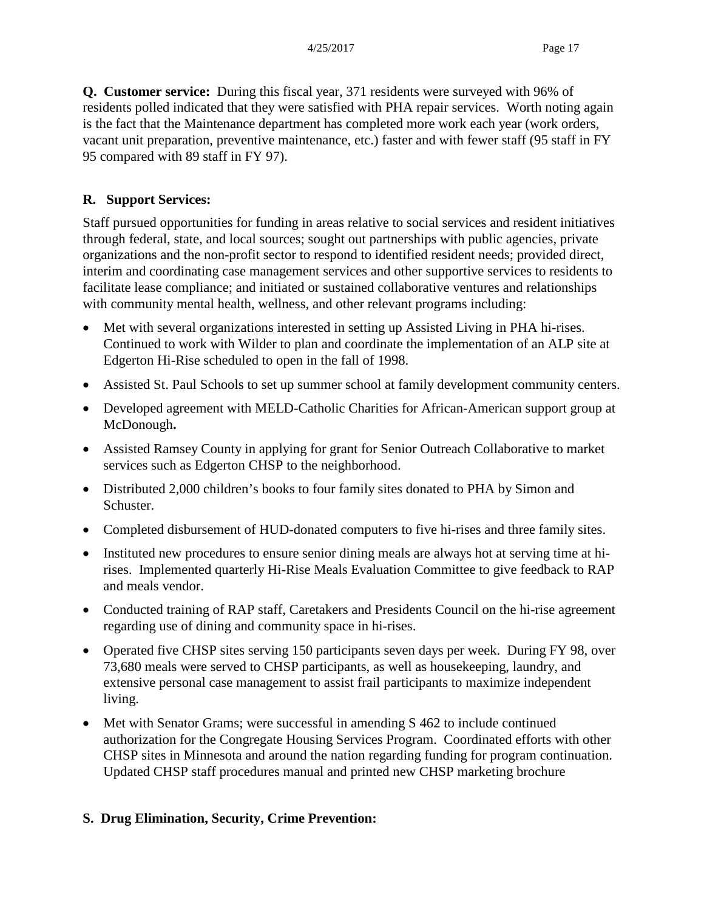**Q. Customer service:** During this fiscal year, 371 residents were surveyed with 96% of residents polled indicated that they were satisfied with PHA repair services. Worth noting again is the fact that the Maintenance department has completed more work each year (work orders, vacant unit preparation, preventive maintenance, etc.) faster and with fewer staff (95 staff in FY 95 compared with 89 staff in FY 97).

**R. Support Services:**

Staff pursued opportunities for funding in areas relative to social services and resident initiatives through federal, state, and local sources; sought out partnerships with public agencies, private organizations and the non-profit sector to respond to identified resident needs; provided direct, interim and coordinating case management services and other supportive services to residents to facilitate lease compliance; and initiated or sustained collaborative ventures and relationships with community mental health, wellness, and other relevant programs including:

- Met with several organizations interested in setting up Assisted Living in PHA hi-rises. Continued to work with Wilder to plan and coordinate the implementation of an ALP site at Edgerton Hi-Rise scheduled to open in the fall of 1998.
- Assisted St. Paul Schools to set up summer school at family development community centers.
- Developed agreement with MELD-Catholic Charities for African-American support group at McDonough**.**
- Assisted Ramsey County in applying for grant for Senior Outreach Collaborative to market services such as Edgerton CHSP to the neighborhood.
- Distributed 2,000 children's books to four family sites donated to PHA by Simon and Schuster.
- Completed disbursement of HUD-donated computers to five hi-rises and three family sites.
- Instituted new procedures to ensure senior dining meals are always hot at serving time at hi-rises. Implemented quarterly Hi-Rise Meals Evaluation Committee to give feedback to RAP and meals vendor.
- Conducted training of RAP staff, Caretakers and Presidents Council on the hi-rise agreement regarding use of dining and community space in hi-rises.
- Operated five CHSP sites serving 150 participants seven days per week. During FY 98, over 73,680 meals were served to CHSP participants, as well as housekeeping, laundry, and extensive personal case management to assist frail participants to maximize independent living.
- Met with Senator Grams; were successful in amending S 462 to include continued authorization for the Congregate Housing Services Program. Coordinated efforts with other CHSP sites in Minnesota and around the nation regarding funding for program continuation. Updated CHSP staff procedures manual and printed new CHSP marketing brochure

**S. Drug Elimination, Security, Crime Prevention:**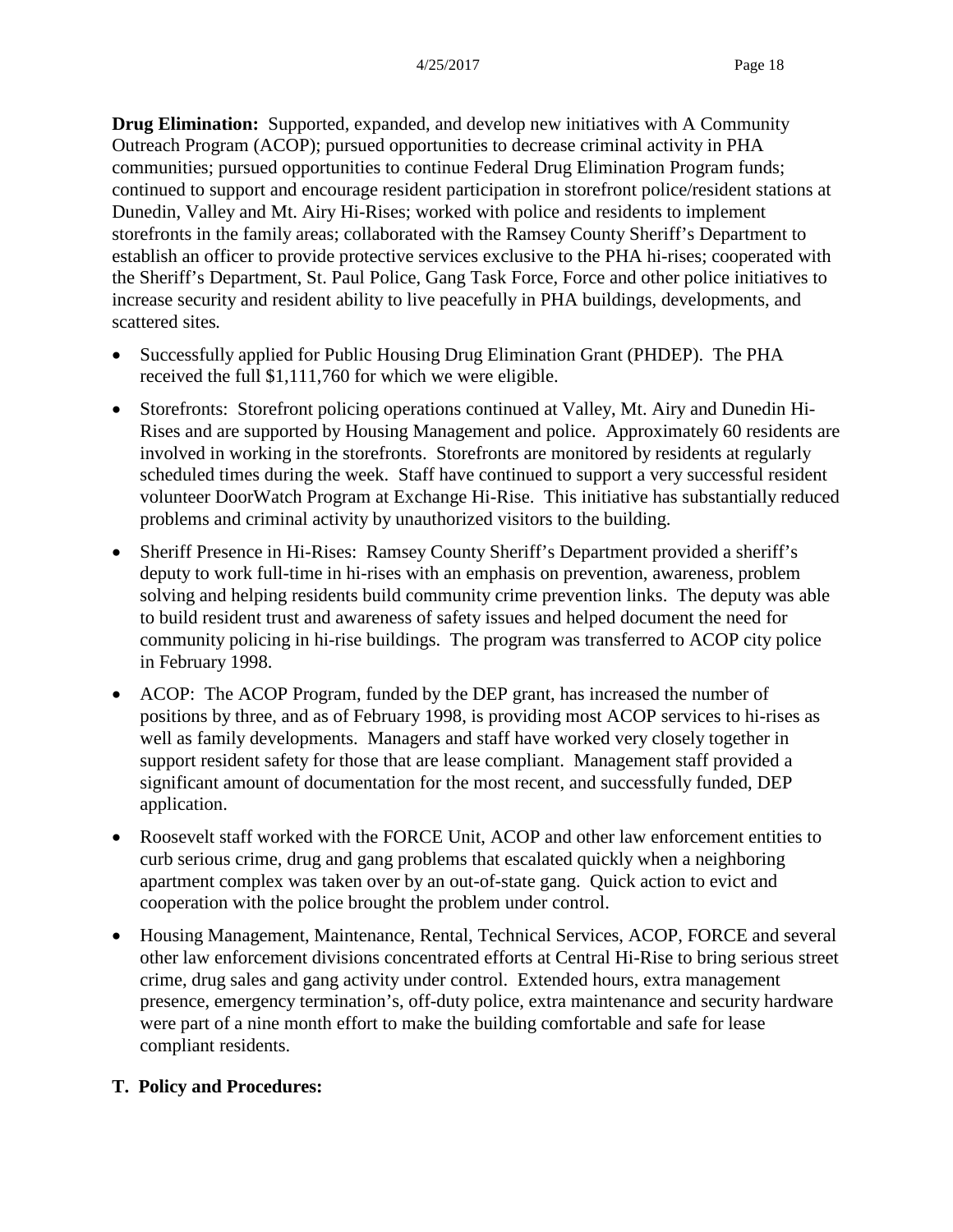**Drug Elimination:** Supported, expanded, and develop new initiatives with A Community Outreach Program (ACOP); pursued opportunities to decrease criminal activity in PHA communities; pursued opportunities to continue Federal Drug Elimination Program funds; continued to support and encourage resident participation in storefront police/resident stations at Dunedin, Valley and Mt. Airy Hi-Rises; worked with police and residents to implement storefronts in the family areas; collaborated with the Ramsey County Sheriff's Department to establish an officer to provide protective services exclusive to the PHA hi-rises; cooperated with the Sheriff's Department, St. Paul Police, Gang Task Force, Force and other police initiatives to increase security and resident ability to live peacefully in PHA buildings, developments, and scattered sites.

- Successfully applied for Public Housing Drug Elimination Grant (PHDEP). The PHA received the full $1,111,760 for which we were eligible.
- Storefronts: Storefront policing operations continued at Valley, Mt. Airy and Dunedin Hi-Rises and are supported by Housing Management and police. Approximately 60 residents are involved in working in the storefronts. Storefronts are monitored by residents at regularly scheduled times during the week. Staff have continued to support a very successful resident volunteer DoorWatch Program at Exchange Hi-Rise. This initiative has substantially reduced problems and criminal activity by unauthorized visitors to the building.
- Sheriff Presence in Hi-Rises: Ramsey County Sheriff's Department provided a sheriff's deputy to work full-time in hi-rises with an emphasis on prevention, awareness, problem solving and helping residents build community crime prevention links. The deputy was able to build resident trust and awareness of safety issues and helped document the need for community policing in hi-rise buildings. The program was transferred to ACOP city police in February 1998.
- ACOP: The ACOP Program, funded by the DEP grant, has increased the number of positions by three, and as of February 1998, is providing most ACOP services to hi-rises as well as family developments. Managers and staff have worked very closely together in support resident safety for those that are lease compliant. Management staff provided a significant amount of documentation for the most recent, and successfully funded, DEP application.
- Roosevelt staff worked with the FORCE Unit, ACOP and other law enforcement entities to curb serious crime, drug and gang problems that escalated quickly when a neighboring apartment complex was taken over by an out-of-state gang. Quick action to evict and cooperation with the police brought the problem under control.
- Housing Management, Maintenance, Rental, Technical Services, ACOP, FORCE and several other law enforcement divisions concentrated efforts at Central Hi-Rise to bring serious street crime, drug sales and gang activity under control. Extended hours, extra management presence, emergency termination's, off-duty police, extra maintenance and security hardware were part of a nine month effort to make the building comfortable and safe for lease compliant residents.

**T. Policy and Procedures:**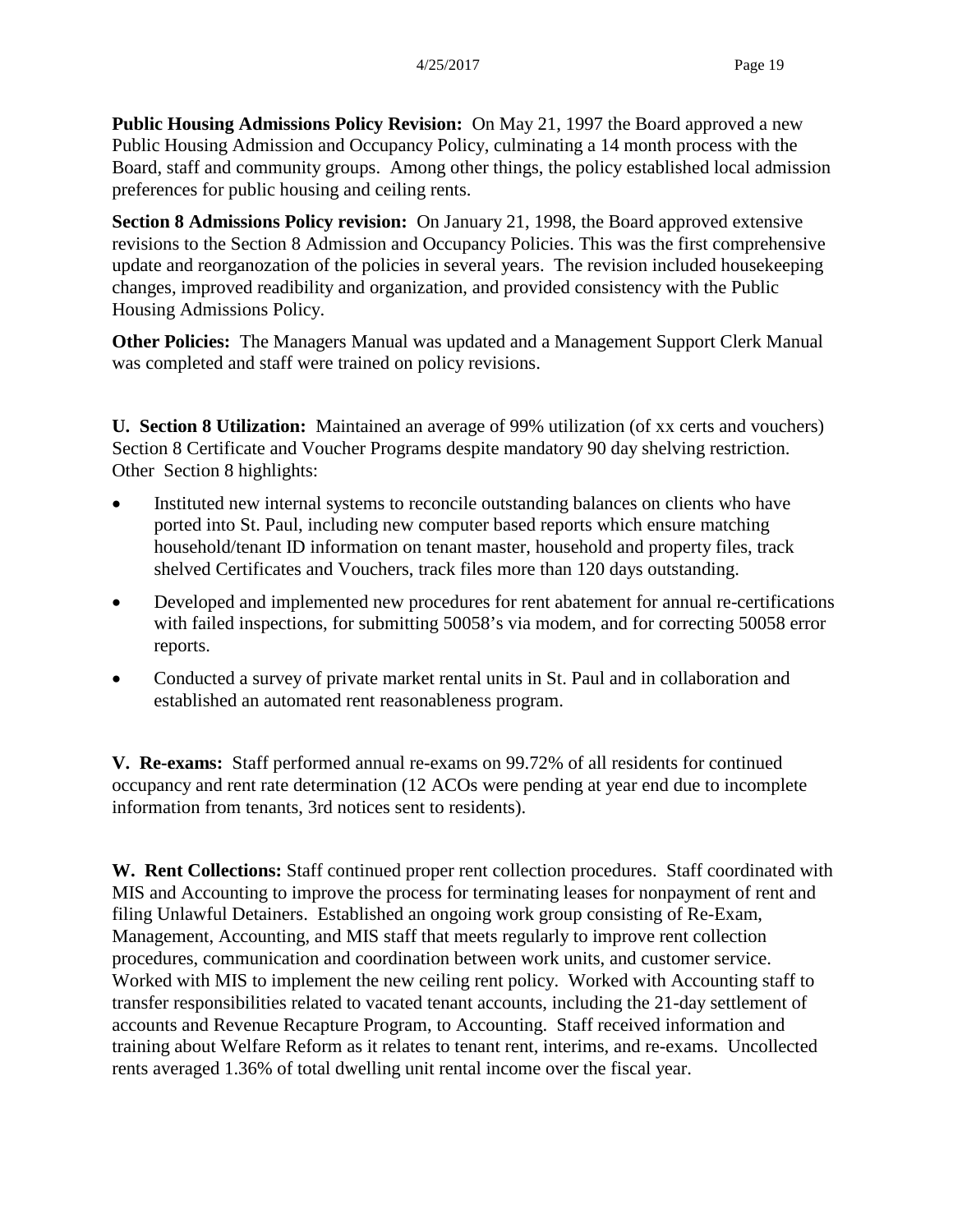**Public Housing Admissions Policy Revision:** On May 21, 1997 the Board approved a new Public Housing Admission and Occupancy Policy, culminating a 14 month process with the Board, staff and community groups. Among other things, the policy established local admission preferences for public housing and ceiling rents.

**Section 8 Admissions Policy revision:** On January 21, 1998, the Board approved extensive revisions to the Section 8 Admission and Occupancy Policies. This was the first comprehensive update and reorganozation of the policies in several years. The revision included housekeeping changes, improved readibility and organization, and provided consistency with the Public Housing Admissions Policy.

**Other Policies:** The Managers Manual was updated and a Management Support Clerk Manual was completed and staff were trained on policy revisions.

**U. Section 8 Utilization:** Maintained an average of 99% utilization (of xx certs and vouchers) Section 8 Certificate and Voucher Programs despite mandatory 90 day shelving restriction. Other Section 8 highlights:

- Instituted new internal systems to reconcile outstanding balances on clients who have ported into St. Paul, including new computer based reports which ensure matching household/tenant ID information on tenant master, household and property files, track shelved Certificates and Vouchers, track files more than 120 days outstanding.
- Developed and implemented new procedures for rent abatement for annual re-certifications with failed inspections, for submitting 50058's via modem, and for correcting 50058 error reports.
- Conducted a survey of private market rental units in St. Paul and in collaboration and established an automated rent reasonableness program.

**V. Re-exams:** Staff performed annual re-exams on 99.72% of all residents for continued occupancy and rent rate determination (12 ACOs were pending at year end due to incomplete information from tenants, 3rd notices sent to residents).

**W. Rent Collections:** Staff continued proper rent collection procedures. Staff coordinated with MIS and Accounting to improve the process for terminating leases for nonpayment of rent and filing Unlawful Detainers. Established an ongoing work group consisting of Re-Exam, Management, Accounting, and MIS staff that meets regularly to improve rent collection procedures, communication and coordination between work units, and customer service. Worked with MIS to implement the new ceiling rent policy. Worked with Accounting staff to transfer responsibilities related to vacated tenant accounts, including the 21-day settlement of accounts and Revenue Recapture Program, to Accounting. Staff received information and training about Welfare Reform as it relates to tenant rent, interims, and re-exams. Uncollected rents averaged 1.36% of total dwelling unit rental income over the fiscal year.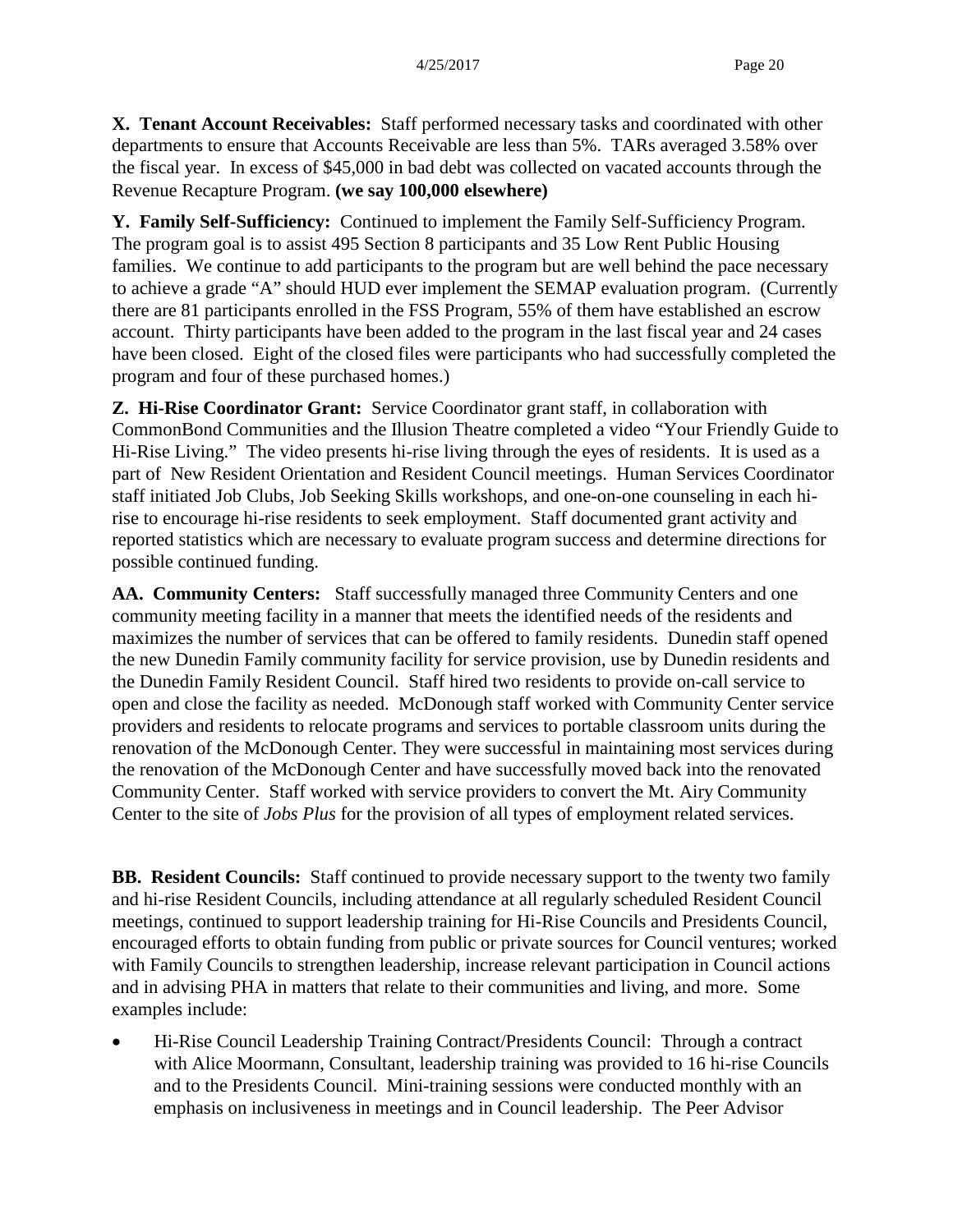**X. Tenant Account Receivables:** Staff performed necessary tasks and coordinated with other departments to ensure that Accounts Receivable are less than 5%. TARs averaged 3.58% over the fiscal year. In excess of $45,000 in bad debt was collected on vacated accounts through the Revenue Recapture Program. **(we say 100,000 elsewhere)**

**Y. Family Self-Sufficiency:** Continued to implement the Family Self-Sufficiency Program. The program goal is to assist 495 Section 8 participants and 35 Low Rent Public Housing families. We continue to add participants to the program but are well behind the pace necessary to achieve a grade "A" should HUD ever implement the SEMAP evaluation program. (Currently there are 81 participants enrolled in the FSS Program, 55% of them have established an escrow account. Thirty participants have been added to the program in the last fiscal year and 24 cases have been closed. Eight of the closed files were participants who had successfully completed the program and four of these purchased homes.)

**Z. Hi-Rise Coordinator Grant:** Service Coordinator grant staff, in collaboration with CommonBond Communities and the Illusion Theatre completed a video "Your Friendly Guide to Hi-Rise Living." The video presents hi-rise living through the eyes of residents. It is used as a part of New Resident Orientation and Resident Council meetings. Human Services Coordinator staff initiated Job Clubs, Job Seeking Skills workshops, and one-on-one counseling in each hi-rise to encourage hi-rise residents to seek employment. Staff documented grant activity and reported statistics which are necessary to evaluate program success and determine directions for possible continued funding.

**AA. Community Centers:** Staff successfully managed three Community Centers and one community meeting facility in a manner that meets the identified needs of the residents and maximizes the number of services that can be offered to family residents. Dunedin staff opened the new Dunedin Family community facility for service provision, use by Dunedin residents and the Dunedin Family Resident Council. Staff hired two residents to provide on-call service to open and close the facility as needed. McDonough staff worked with Community Center service providers and residents to relocate programs and services to portable classroom units during the renovation of the McDonough Center. They were successful in maintaining most services during the renovation of the McDonough Center and have successfully moved back into the renovated Community Center. Staff worked with service providers to convert the Mt. Airy Community Center to the site of *Jobs Plus* for the provision of all types of employment related services.

**BB. Resident Councils:** Staff continued to provide necessary support to the twenty two family and hi-rise Resident Councils, including attendance at all regularly scheduled Resident Council meetings, continued to support leadership training for Hi-Rise Councils and Presidents Council, encouraged efforts to obtain funding from public or private sources for Council ventures; worked with Family Councils to strengthen leadership, increase relevant participation in Council actions and in advising PHA in matters that relate to their communities and living, and more. Some examples include:

- Hi-Rise Council Leadership Training Contract/Presidents Council: Through a contract with Alice Moormann, Consultant, leadership training was provided to 16 hi-rise Councils and to the Presidents Council. Mini-training sessions were conducted monthly with an emphasis on inclusiveness in meetings and in Council leadership. The Peer Advisor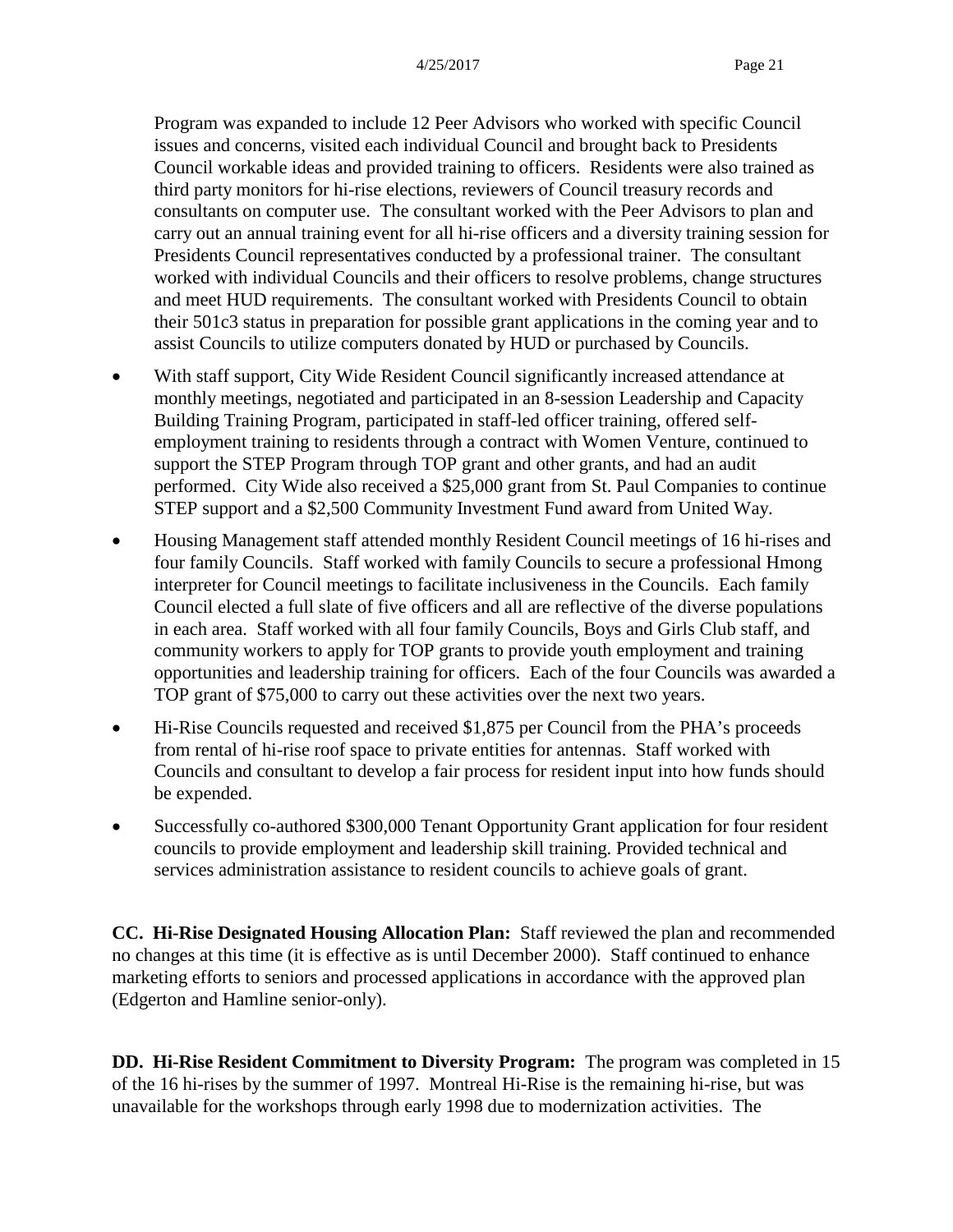Program was expanded to include 12 Peer Advisors who worked with specific Council issues and concerns, visited each individual Council and brought back to Presidents Council workable ideas and provided training to officers. Residents were also trained as third party monitors for hi-rise elections, reviewers of Council treasury records and consultants on computer use. The consultant worked with the Peer Advisors to plan and carry out an annual training event for all hi-rise officers and a diversity training session for Presidents Council representatives conducted by a professional trainer. The consultant worked with individual Councils and their officers to resolve problems, change structures and meet HUD requirements. The consultant worked with Presidents Council to obtain their 501c3 status in preparation for possible grant applications in the coming year and to assist Councils to utilize computers donated by HUD or purchased by Councils.

- With staff support, City Wide Resident Council significantly increased attendance at monthly meetings, negotiated and participated in an 8-session Leadership and Capacity Building Training Program, participated in staff-led officer training, offered self-employment training to residents through a contract with Women Venture, continued to support the STEP Program through TOP grant and other grants, and had an audit performed. City Wide also received a $25,000 grant from St. Paul Companies to continue STEP support and a $2,500 Community Investment Fund award from United Way.
- Housing Management staff attended monthly Resident Council meetings of 16 hi-rises and four family Councils. Staff worked with family Councils to secure a professional Hmong interpreter for Council meetings to facilitate inclusiveness in the Councils. Each family Council elected a full slate of five officers and all are reflective of the diverse populations in each area. Staff worked with all four family Councils, Boys and Girls Club staff, and community workers to apply for TOP grants to provide youth employment and training opportunities and leadership training for officers. Each of the four Councils was awarded a TOP grant of $75,000 to carry out these activities over the next two years.
- Hi-Rise Councils requested and received $1,875 per Council from the PHA's proceeds from rental of hi-rise roof space to private entities for antennas. Staff worked with Councils and consultant to develop a fair process for resident input into how funds should be expended.
- Successfully co-authored $300,000 Tenant Opportunity Grant application for four resident councils to provide employment and leadership skill training. Provided technical and services administration assistance to resident councils to achieve goals of grant.

**CC. Hi-Rise Designated Housing Allocation Plan:** Staff reviewed the plan and recommended no changes at this time (it is effective as is until December 2000). Staff continued to enhance marketing efforts to seniors and processed applications in accordance with the approved plan (Edgerton and Hamline senior-only).

**DD. Hi-Rise Resident Commitment to Diversity Program:** The program was completed in 15 of the 16 hi-rises by the summer of 1997. Montreal Hi-Rise is the remaining hi-rise, but was unavailable for the workshops through early 1998 due to modernization activities. The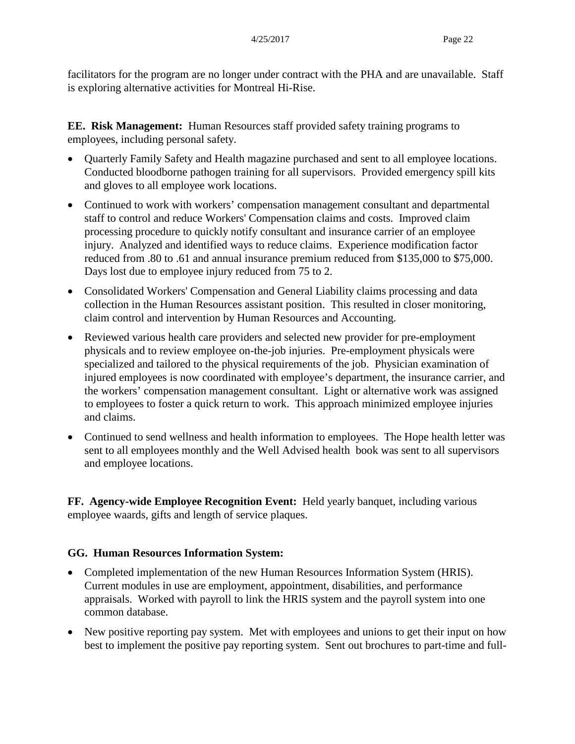facilitators for the program are no longer under contract with the PHA and are unavailable. Staff is exploring alternative activities for Montreal Hi-Rise.

**EE. Risk Management:** Human Resources staff provided safety training programs to employees, including personal safety.

- Quarterly Family Safety and Health magazine purchased and sent to all employee locations. Conducted bloodborne pathogen training for all supervisors. Provided emergency spill kits and gloves to all employee work locations.
- Continued to work with workers' compensation management consultant and departmental staff to control and reduce Workers' Compensation claims and costs. Improved claim processing procedure to quickly notify consultant and insurance carrier of an employee injury. Analyzed and identified ways to reduce claims. Experience modification factor reduced from .80 to .61 and annual insurance premium reduced from $135,000 to $75,000. Days lost due to employee injury reduced from 75 to 2.
- Consolidated Workers' Compensation and General Liability claims processing and data collection in the Human Resources assistant position. This resulted in closer monitoring, claim control and intervention by Human Resources and Accounting.
- Reviewed various health care providers and selected new provider for pre-employment physicals and to review employee on-the-job injuries. Pre-employment physicals were specialized and tailored to the physical requirements of the job. Physician examination of injured employees is now coordinated with employee's department, the insurance carrier, and the workers' compensation management consultant. Light or alternative work was assigned to employees to foster a quick return to work. This approach minimized employee injuries and claims.
- Continued to send wellness and health information to employees. The Hope health letter was sent to all employees monthly and the Well Advised health book was sent to all supervisors and employee locations.

**FF. Agency-wide Employee Recognition Event:** Held yearly banquet, including various employee waards, gifts and length of service plaques.

**GG. Human Resources Information System:**

- Completed implementation of the new Human Resources Information System (HRIS). Current modules in use are employment, appointment, disabilities, and performance appraisals. Worked with payroll to link the HRIS system and the payroll system into one common database.
- New positive reporting pay system. Met with employees and unions to get their input on how best to implement the positive pay reporting system. Sent out brochures to part-time and full-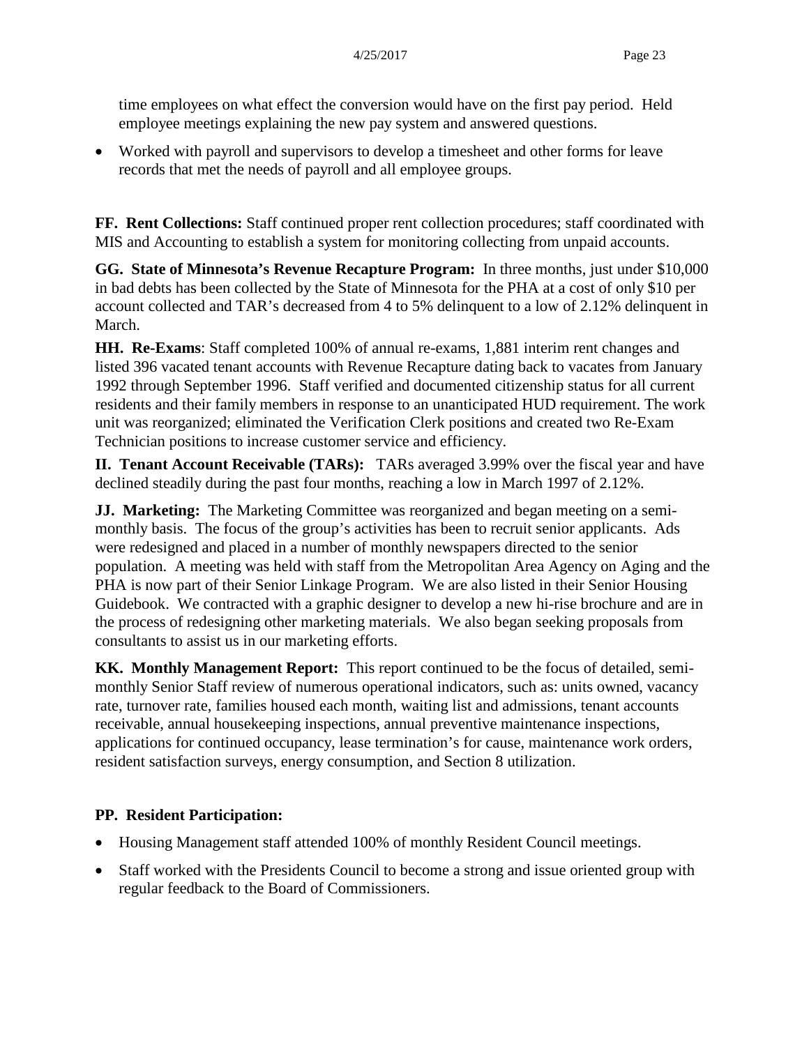time employees on what effect the conversion would have on the first pay period. Held employee meetings explaining the new pay system and answered questions.

- Worked with payroll and supervisors to develop a timesheet and other forms for leave records that met the needs of payroll and all employee groups.

**FF. Rent Collections:** Staff continued proper rent collection procedures; staff coordinated with MIS and Accounting to establish a system for monitoring collecting from unpaid accounts.

**GG. State of Minnesota's Revenue Recapture Program:** In three months, just under $10,000 in bad debts has been collected by the State of Minnesota for the PHA at a cost of only $10 per account collected and TAR's decreased from 4 to 5% delinquent to a low of 2.12% delinquent in March.

**HH. Re-Exams**: Staff completed 100% of annual re-exams, 1,881 interim rent changes and listed 396 vacated tenant accounts with Revenue Recapture dating back to vacates from January 1992 through September 1996. Staff verified and documented citizenship status for all current residents and their family members in response to an unanticipated HUD requirement. The work unit was reorganized; eliminated the Verification Clerk positions and created two Re-Exam Technician positions to increase customer service and efficiency.

**II. Tenant Account Receivable (TARs):** TARs averaged 3.99% over the fiscal year and have declined steadily during the past four months, reaching a low in March 1997 of 2.12%.

**JJ. Marketing:** The Marketing Committee was reorganized and began meeting on a semi-monthly basis. The focus of the group's activities has been to recruit senior applicants. Ads were redesigned and placed in a number of monthly newspapers directed to the senior population. A meeting was held with staff from the Metropolitan Area Agency on Aging and the PHA is now part of their Senior Linkage Program. We are also listed in their Senior Housing Guidebook. We contracted with a graphic designer to develop a new hi-rise brochure and are in the process of redesigning other marketing materials. We also began seeking proposals from consultants to assist us in our marketing efforts.

**KK. Monthly Management Report:** This report continued to be the focus of detailed, semi-monthly Senior Staff review of numerous operational indicators, such as: units owned, vacancy rate, turnover rate, families housed each month, waiting list and admissions, tenant accounts receivable, annual housekeeping inspections, annual preventive maintenance inspections, applications for continued occupancy, lease termination's for cause, maintenance work orders, resident satisfaction surveys, energy consumption, and Section 8 utilization.

**PP. Resident Participation:**

- Housing Management staff attended 100% of monthly Resident Council meetings.
- Staff worked with the Presidents Council to become a strong and issue oriented group with regular feedback to the Board of Commissioners.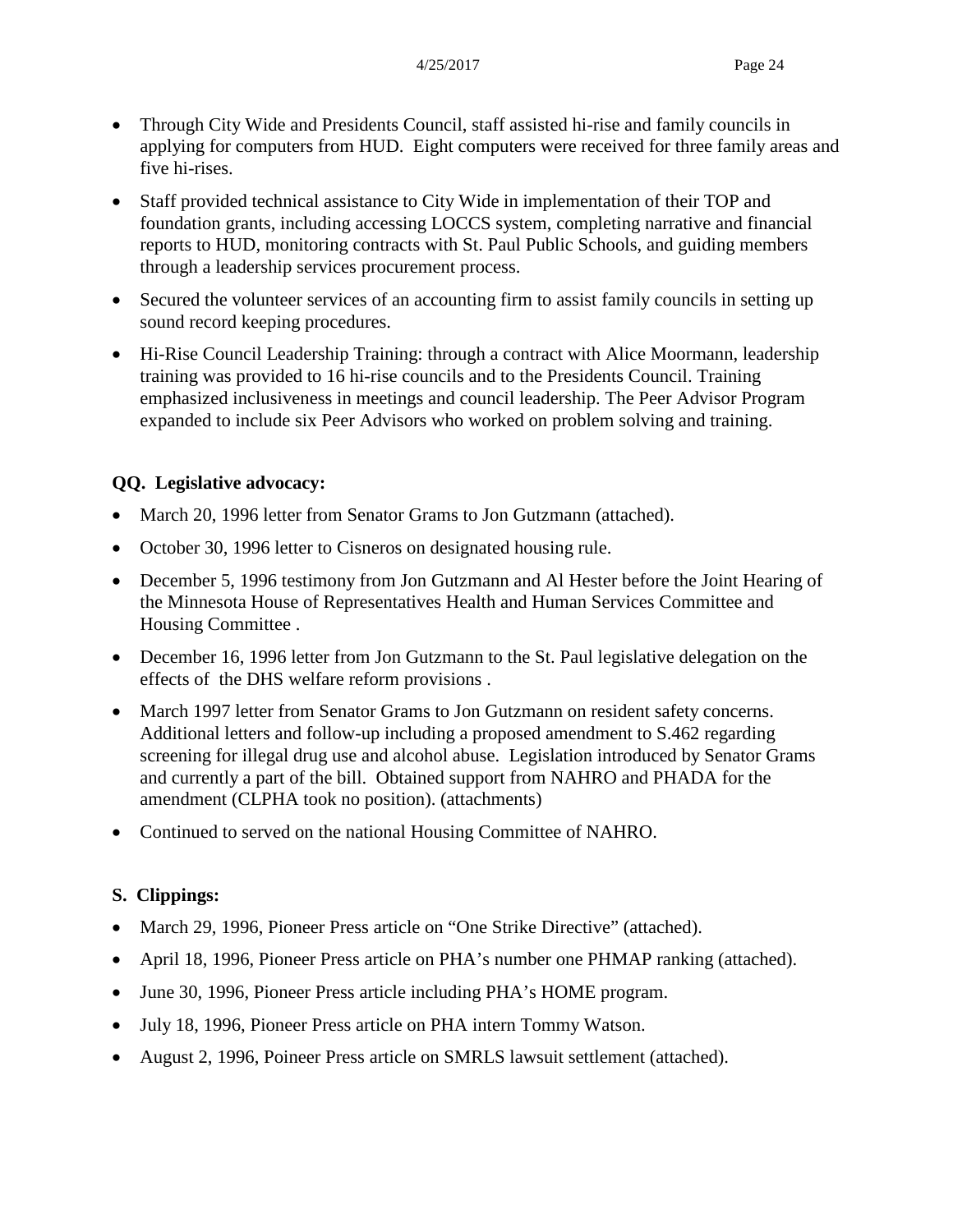- Through City Wide and Presidents Council, staff assisted hi-rise and family councils in applying for computers from HUD. Eight computers were received for three family areas and five hi-rises.
- Staff provided technical assistance to City Wide in implementation of their TOP and foundation grants, including accessing LOCCS system, completing narrative and financial reports to HUD, monitoring contracts with St. Paul Public Schools, and guiding members through a leadership services procurement process.
- Secured the volunteer services of an accounting firm to assist family councils in setting up sound record keeping procedures.
- Hi-Rise Council Leadership Training: through a contract with Alice Moormann, leadership training was provided to 16 hi-rise councils and to the Presidents Council. Training emphasized inclusiveness in meetings and council leadership. The Peer Advisor Program expanded to include six Peer Advisors who worked on problem solving and training.

**QQ. Legislative advocacy:**

- March 20, 1996 letter from Senator Grams to Jon Gutzmann (attached).
- October 30, 1996 letter to Cisneros on designated housing rule.
- December 5, 1996 testimony from Jon Gutzmann and Al Hester before the Joint Hearing of the Minnesota House of Representatives Health and Human Services Committee and Housing Committee .
- December 16, 1996 letter from Jon Gutzmann to the St. Paul legislative delegation on the effects of the DHS welfare reform provisions .
- March 1997 letter from Senator Grams to Jon Gutzmann on resident safety concerns. Additional letters and follow-up including a proposed amendment to S.462 regarding screening for illegal drug use and alcohol abuse. Legislation introduced by Senator Grams and currently a part of the bill. Obtained support from NAHRO and PHADA for the amendment (CLPHA took no position). (attachments)
- Continued to served on the national Housing Committee of NAHRO.

**S. Clippings:**

- March 29, 1996, Pioneer Press article on “One Strike Directive” (attached).
- April 18, 1996, Pioneer Press article on PHA’s number one PHMAP ranking (attached).
- June 30, 1996, Pioneer Press article including PHA’s HOME program.
- July 18, 1996, Pioneer Press article on PHA intern Tommy Watson.
- August 2, 1996, Poineer Press article on SMRLS lawsuit settlement (attached).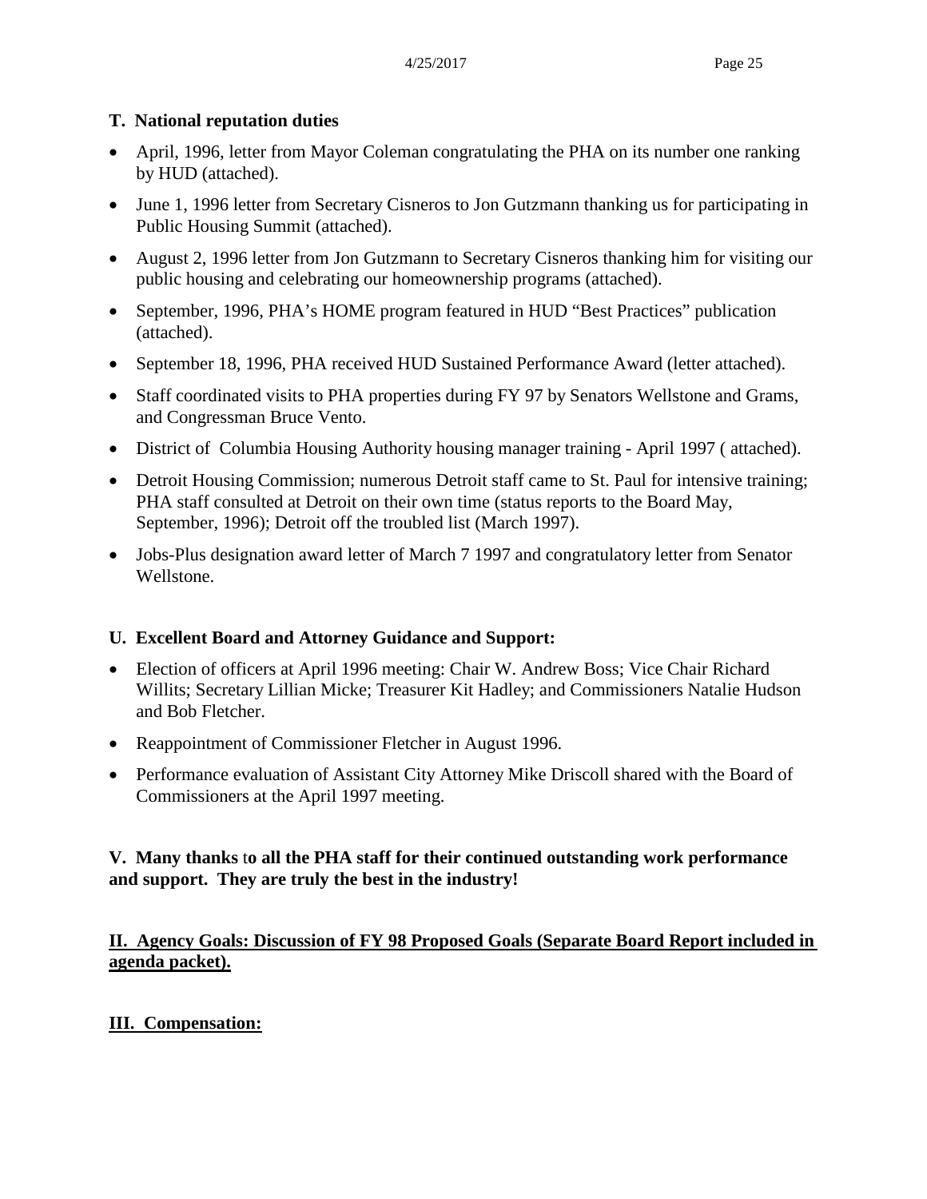**T. National reputation duties**

- April, 1996, letter from Mayor Coleman congratulating the PHA on its number one ranking by HUD (attached).
- June 1, 1996 letter from Secretary Cisneros to Jon Gutzmann thanking us for participating in Public Housing Summit (attached).
- August 2, 1996 letter from Jon Gutzmann to Secretary Cisneros thanking him for visiting our public housing and celebrating our homeownership programs (attached).
- September, 1996, PHA's HOME program featured in HUD "Best Practices" publication (attached).
- September 18, 1996, PHA received HUD Sustained Performance Award (letter attached).
- Staff coordinated visits to PHA properties during FY 97 by Senators Wellstone and Grams, and Congressman Bruce Vento.
- District of Columbia Housing Authority housing manager training - April 1997 ( attached).
- Detroit Housing Commission; numerous Detroit staff came to St. Paul for intensive training; PHA staff consulted at Detroit on their own time (status reports to the Board May, September, 1996); Detroit off the troubled list (March 1997).
- Jobs-Plus designation award letter of March 7 1997 and congratulatory letter from Senator Wellstone.

**U. Excellent Board and Attorney Guidance and Support:**

- Election of officers at April 1996 meeting: Chair W. Andrew Boss; Vice Chair Richard Willits; Secretary Lillian Micke; Treasurer Kit Hadley; and Commissioners Natalie Hudson and Bob Fletcher.
- Reappointment of Commissioner Fletcher in August 1996.
- Performance evaluation of Assistant City Attorney Mike Driscoll shared with the Board of Commissioners at the April 1997 meeting.

**V. Many thanks to all the PHA staff for their continued outstanding work performance and support. They are truly the best in the industry!**

## II. Agency Goals: Discussion of FY 98 Proposed Goals (Separate Board Report included in agenda packet).

## III. Compensation: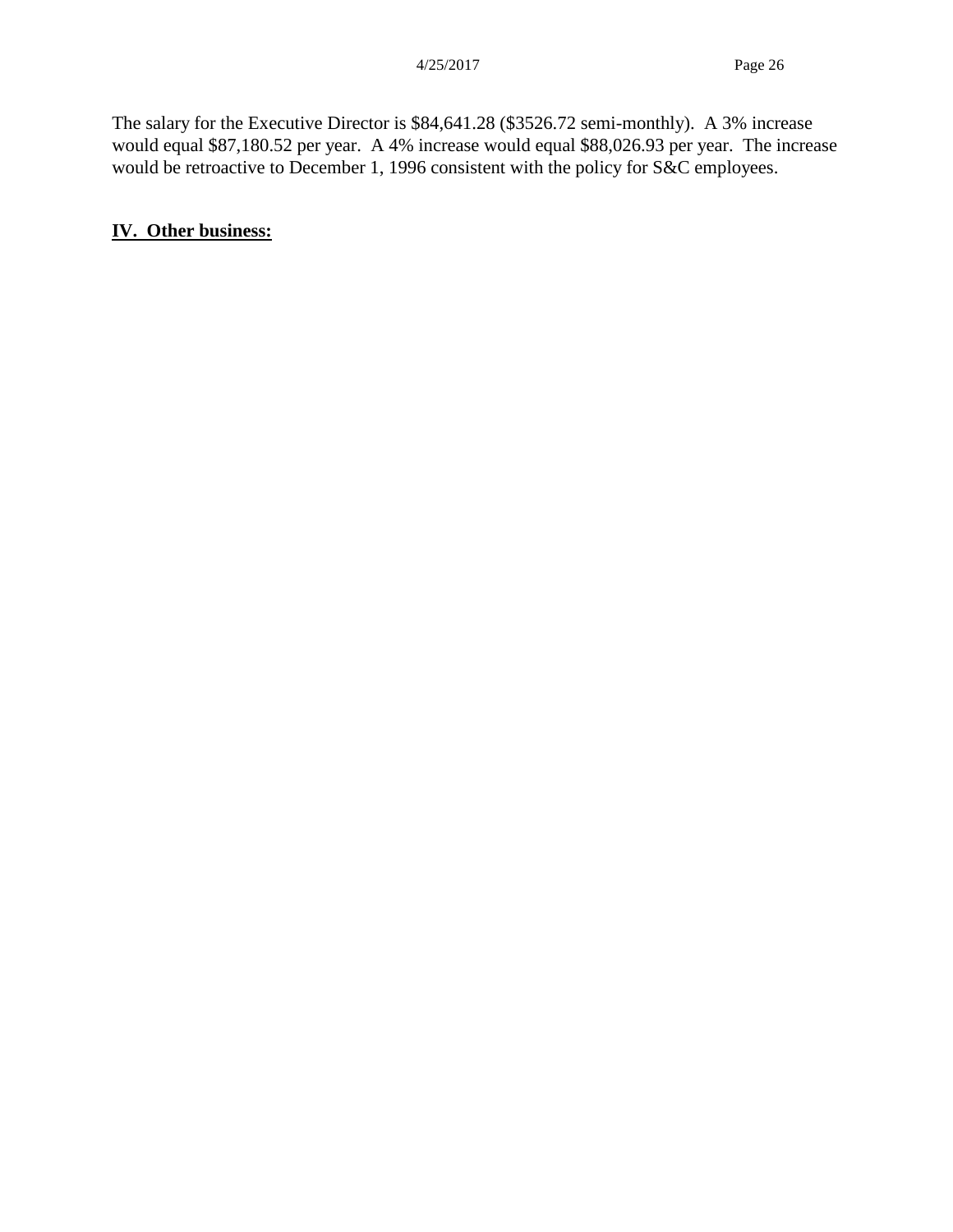The salary for the Executive Director is $84,641.28 ($3526.72 semi-monthly). A 3% increase would equal $87,180.52 per year. A 4% increase would equal $88,026.93 per year. The increase would be retroactive to December 1, 1996 consistent with the policy for S&C employees.

## IV. Other business: